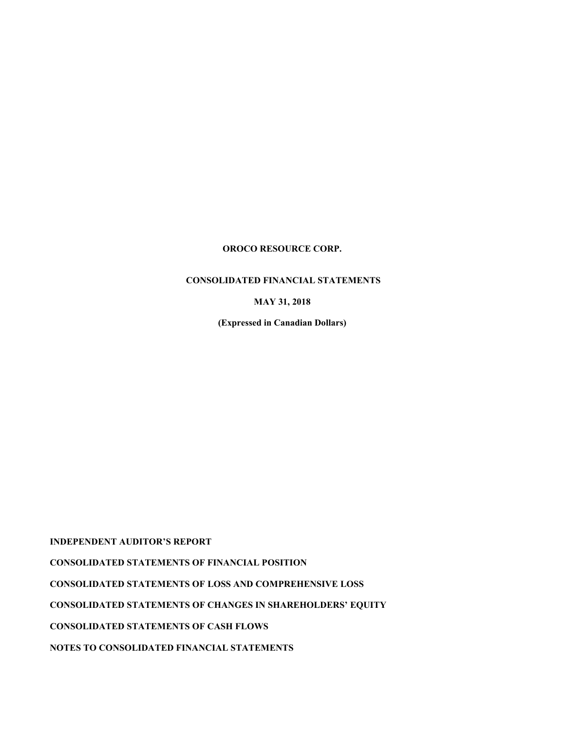# OROCO RESOURCE CORP.

## CONSOLIDATED FINANCIAL STATEMENTS

**MAY 31, 2018**

**(Expressed in Canadian Dollars)**

**INDEPENDENT AUDITOR'S REPORT**

**CONSOLIDATED STATEMENTS OF FINANCIAL POSITION**

**CONSOLIDATED STATEMENTS OF LOSS AND COMPREHENSIVE LOSS**

**CONSOLIDATED STATEMENTS OF CHANGES IN SHAREHOLDERS' EQUITY**

**CONSOLIDATED STATEMENTS OF CASH FLOWS**

**NOTES TO CONSOLIDATED FINANCIAL STATEMENTS**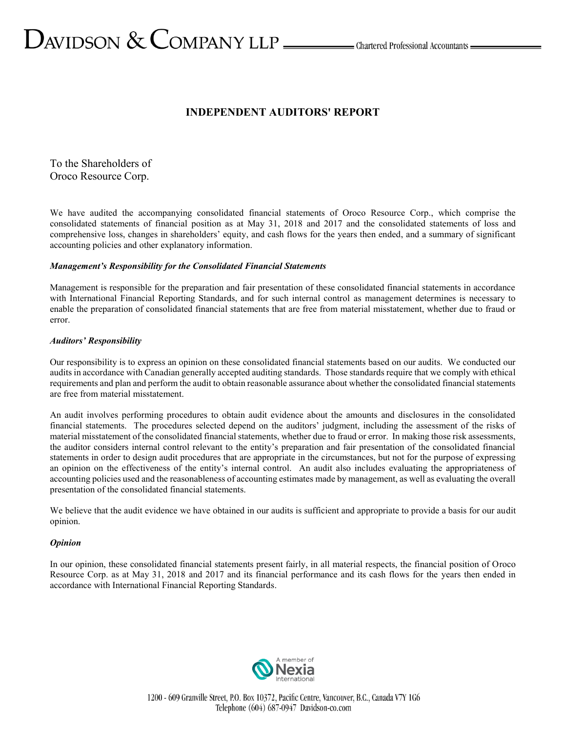# INDEPENDENT AUDITORS' REPORT

To the Shareholders of
Oroco Resource Corp.

We have audited the accompanying consolidated financial statements of Oroco Resource Corp., which comprise the consolidated statements of financial position as at May 31, 2018 and 2017 and the consolidated statements of loss and comprehensive loss, changes in shareholders' equity, and cash flows for the years then ended, and a summary of significant accounting policies and other explanatory information.

***Management's Responsibility for the Consolidated Financial Statements***

Management is responsible for the preparation and fair presentation of these consolidated financial statements in accordance with International Financial Reporting Standards, and for such internal control as management determines is necessary to enable the preparation of consolidated financial statements that are free from material misstatement, whether due to fraud or error.

***Auditors' Responsibility***

Our responsibility is to express an opinion on these consolidated financial statements based on our audits. We conducted our audits in accordance with Canadian generally accepted auditing standards. Those standards require that we comply with ethical requirements and plan and perform the audit to obtain reasonable assurance about whether the consolidated financial statements are free from material misstatement.

An audit involves performing procedures to obtain audit evidence about the amounts and disclosures in the consolidated financial statements. The procedures selected depend on the auditors' judgment, including the assessment of the risks of material misstatement of the consolidated financial statements, whether due to fraud or error. In making those risk assessments, the auditor considers internal control relevant to the entity's preparation and fair presentation of the consolidated financial statements in order to design audit procedures that are appropriate in the circumstances, but not for the purpose of expressing an opinion on the effectiveness of the entity's internal control. An audit also includes evaluating the appropriateness of accounting policies used and the reasonableness of accounting estimates made by management, as well as evaluating the overall presentation of the consolidated financial statements.

We believe that the audit evidence we have obtained in our audits is sufficient and appropriate to provide a basis for our audit opinion.

***Opinion***

In our opinion, these consolidated financial statements present fairly, in all material respects, the financial position of Oroco Resource Corp. as at May 31, 2018 and 2017 and its financial performance and its cash flows for the years then ended in accordance with International Financial Reporting Standards.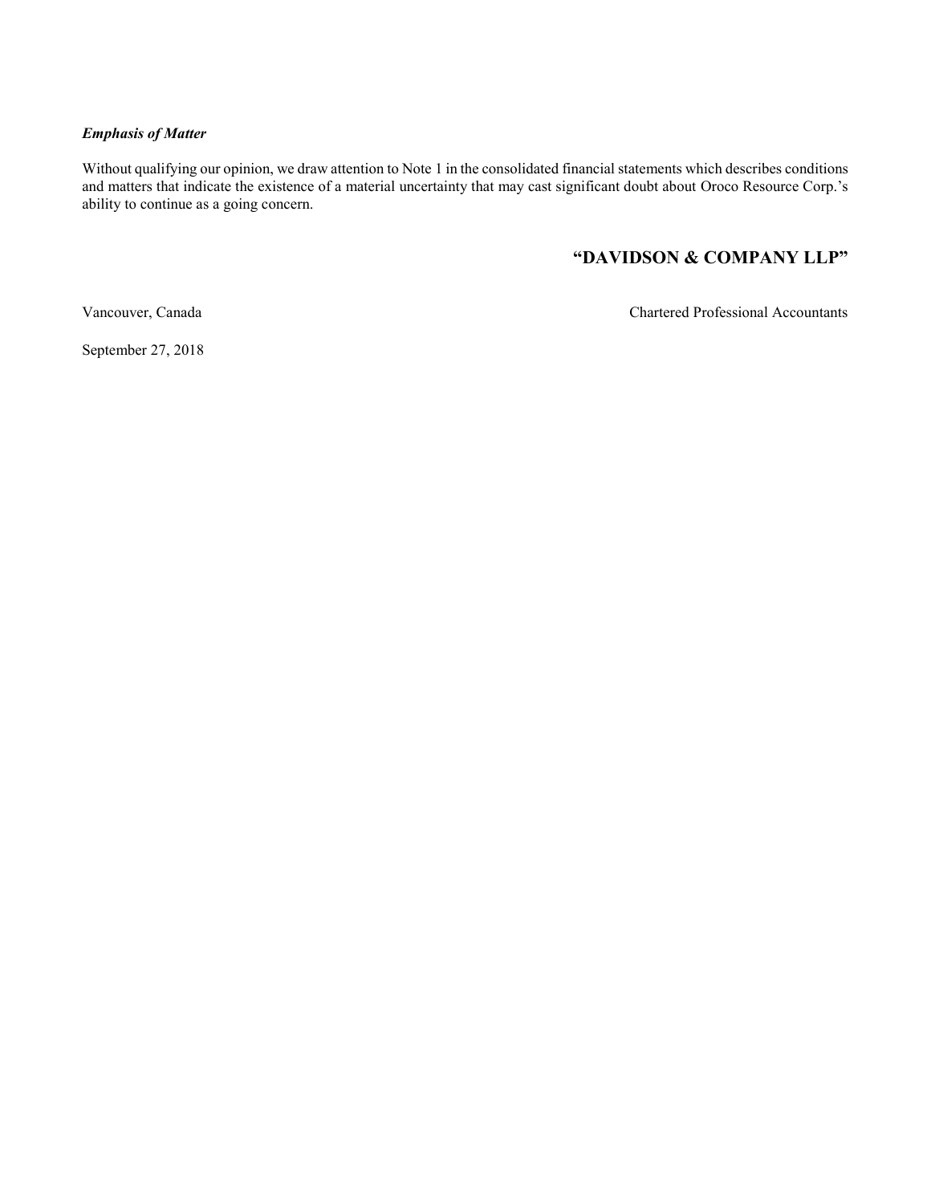***Emphasis of Matter***

Without qualifying our opinion, we draw attention to Note 1 in the consolidated financial statements which describes conditions and matters that indicate the existence of a material uncertainty that may cast significant doubt about Oroco Resource Corp.'s ability to continue as a going concern.

**"DAVIDSON & COMPANY LLP"**

Vancouver, Canada

Chartered Professional Accountants

September 27, 2018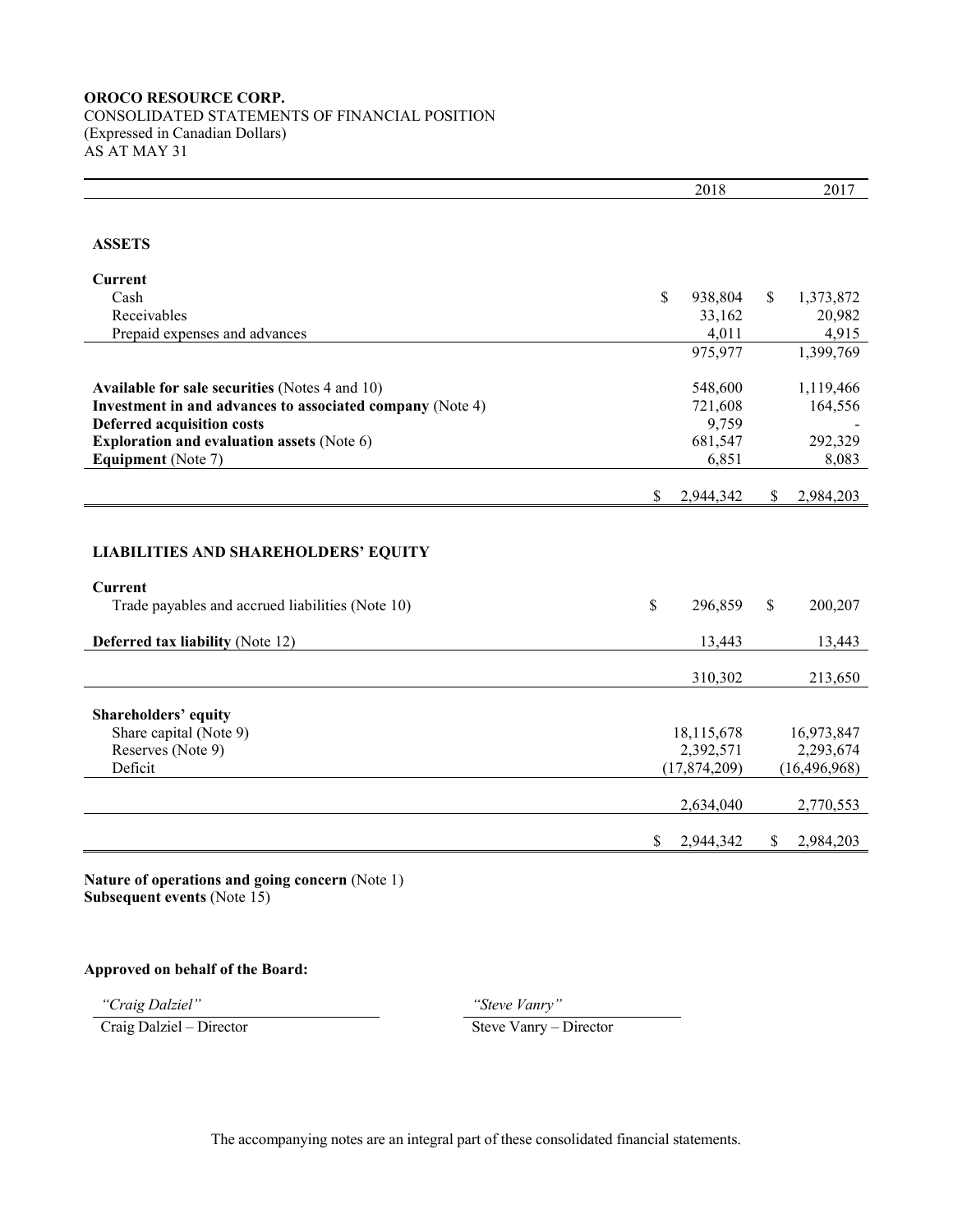**OROCO RESOURCE CORP.**
CONSOLIDATED STATEMENTS OF FINANCIAL POSITION
(Expressed in Canadian Dollars)
AS AT MAY 31

| | 2018 | 2017 |
|---|---:|---:|
| **ASSETS** | | |
| **Current** | | |
| Cash | $ 938,804 | $ 1,373,872 |
| Receivables | 33,162 | 20,982 |
| Prepaid expenses and advances | 4,011 | 4,915 |
| | 975,977 | 1,399,769 |
| **Available for sale securities** (Notes 4 and 10) | 548,600 | 1,119,466 |
| **Investment in and advances to associated company** (Note 4) | 721,608 | 164,556 |
| **Deferred acquisition costs** | 9,759 | - |
| **Exploration and evaluation assets** (Note 6) | 681,547 | 292,329 |
| **Equipment** (Note 7) | 6,851 | 8,083 |
| | $ 2,944,342 | $ 2,984,203 |
| **LIABILITIES AND SHAREHOLDERS' EQUITY** | | |
| **Current** | | |
| Trade payables and accrued liabilities (Note 10) | $ 296,859 | $ 200,207 |
| **Deferred tax liability** (Note 12) | 13,443 | 13,443 |
| | 310,302 | 213,650 |
| **Shareholders' equity** | | |
| Share capital (Note 9) | 18,115,678 | 16,973,847 |
| Reserves (Note 9) | 2,392,571 | 2,293,674 |
| Deficit | (17,874,209) | (16,496,968) |
| | 2,634,040 | 2,770,553 |
| | $ 2,944,342 | $ 2,984,203 |

**Nature of operations and going concern** (Note 1)
**Subsequent events** (Note 15)

**Approved on behalf of the Board:**

*"Craig Dalziel"*
Craig Dalziel – Director

*"Steve Vanry"*
Steve Vanry – Director

The accompanying notes are an integral part of these consolidated financial statements.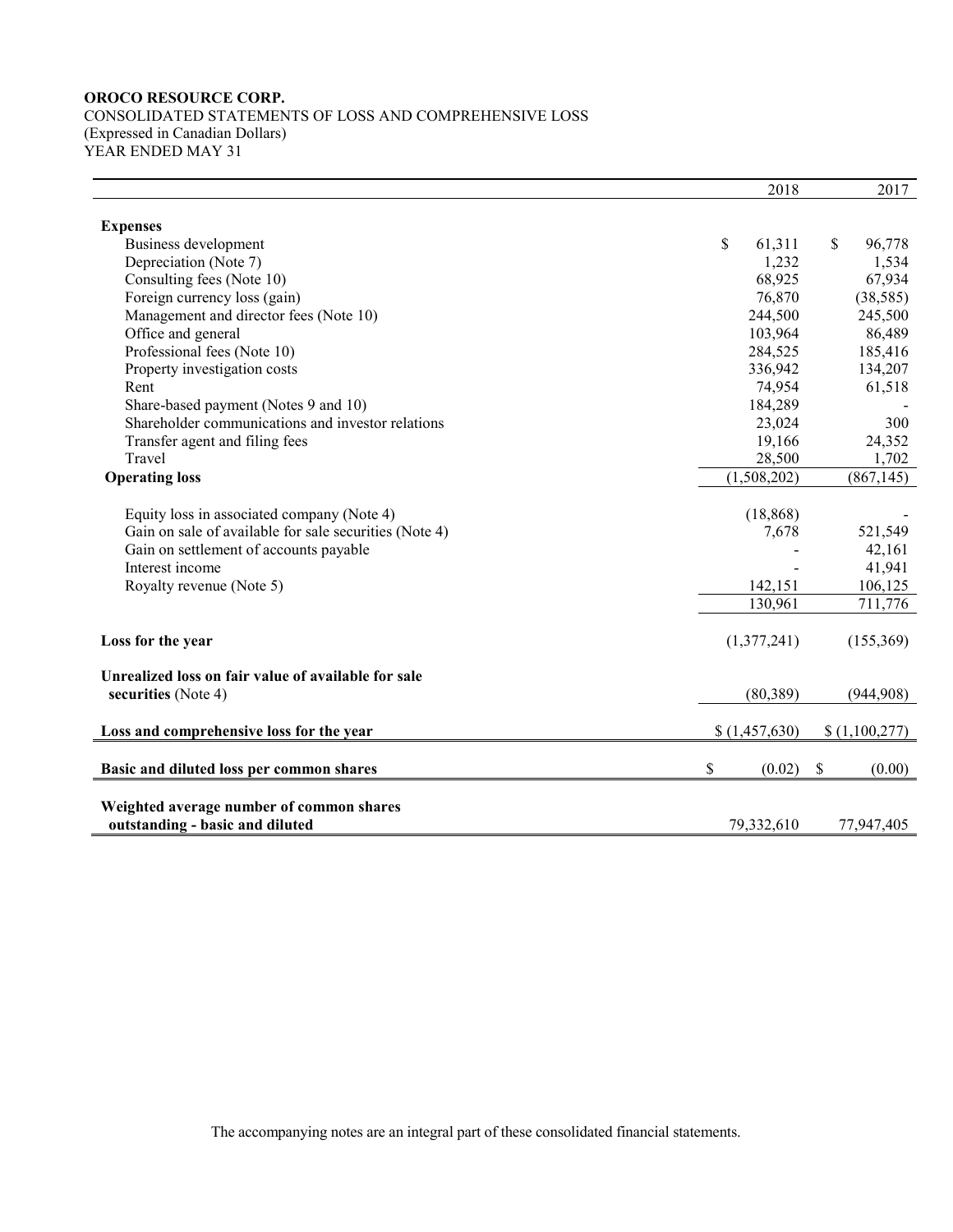**OROCO RESOURCE CORP.**
CONSOLIDATED STATEMENTS OF LOSS AND COMPREHENSIVE LOSS
(Expressed in Canadian Dollars)
YEAR ENDED MAY 31

| | 2018 | 2017 |
|---|---|---|
| **Expenses** | | |
| Business development | $ 61,311 | $ 96,778 |
| Depreciation (Note 7) | 1,232 | 1,534 |
| Consulting fees (Note 10) | 68,925 | 67,934 |
| Foreign currency loss (gain) | 76,870 | (38,585) |
| Management and director fees (Note 10) | 244,500 | 245,500 |
| Office and general | 103,964 | 86,489 |
| Professional fees (Note 10) | 284,525 | 185,416 |
| Property investigation costs | 336,942 | 134,207 |
| Rent | 74,954 | 61,518 |
| Share-based payment (Notes 9 and 10) | 184,289 | - |
| Shareholder communications and investor relations | 23,024 | 300 |
| Transfer agent and filing fees | 19,166 | 24,352 |
| Travel | 28,500 | 1,702 |
| **Operating loss** | (1,508,202) | (867,145) |
| | | |
| Equity loss in associated company (Note 4) | (18,868) | - |
| Gain on sale of available for sale securities (Note 4) | 7,678 | 521,549 |
| Gain on settlement of accounts payable | - | 42,161 |
| Interest income | - | 41,941 |
| Royalty revenue (Note 5) | 142,151 | 106,125 |
| | 130,961 | 711,776 |
| | | |
| **Loss for the year** | (1,377,241) | (155,369) |
| | | |
| **Unrealized loss on fair value of available for sale securities** (Note 4) | (80,389) | (944,908) |
| | | |
| **Loss and comprehensive loss for the year** | $ (1,457,630) | $ (1,100,277) |
| | | |
| **Basic and diluted loss per common shares** | $ (0.02) | $ (0.00) |
| | | |
| **Weighted average number of common shares outstanding - basic and diluted** | 79,332,610 | 77,947,405 |

The accompanying notes are an integral part of these consolidated financial statements.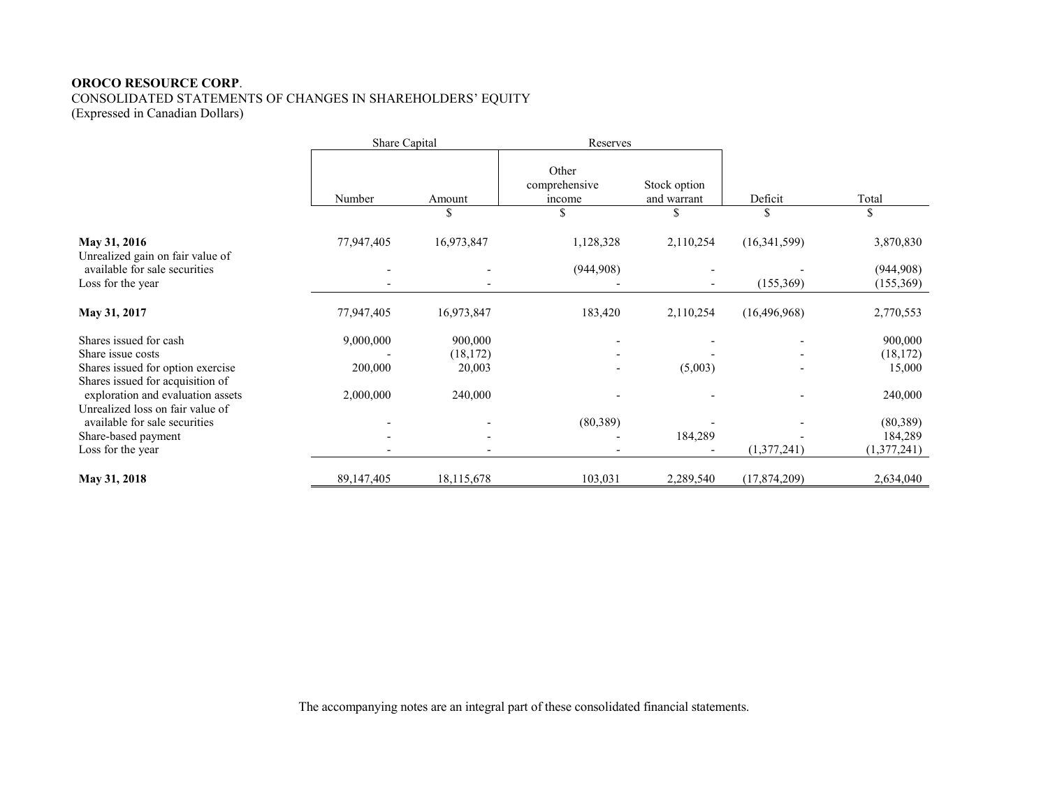**OROCO RESOURCE CORP**.
CONSOLIDATED STATEMENTS OF CHANGES IN SHAREHOLDERS' EQUITY
(Expressed in Canadian Dollars)

| | Share Capital | | Reserves | | | |
|---|---|---|---|---|---|---|
| | Number | Amount | Other comprehensive income | Stock option and warrant | Deficit | Total |
| | | $ | $ | $ | $ | $ |
| **May 31, 2016** | 77,947,405 | 16,973,847 | 1,128,328 | 2,110,254 | (16,341,599) | 3,870,830 |
| Unrealized gain on fair value of available for sale securities | - | - | (944,908) | - | - | (944,908) |
| Loss for the year | - | - | - | - | (155,369) | (155,369) |
| **May 31, 2017** | 77,947,405 | 16,973,847 | 183,420 | 2,110,254 | (16,496,968) | 2,770,553 |
| Shares issued for cash | 9,000,000 | 900,000 | - | - | - | 900,000 |
| Share issue costs | - | (18,172) | - | - | - | (18,172) |
| Shares issued for option exercise | 200,000 | 20,003 | - | (5,003) | - | 15,000 |
| Shares issued for acquisition of exploration and evaluation assets | 2,000,000 | 240,000 | - | - | - | 240,000 |
| Unrealized loss on fair value of available for sale securities | - | - | (80,389) | - | - | (80,389) |
| Share-based payment | - | - | - | 184,289 | - | 184,289 |
| Loss for the year | - | - | - | - | (1,377,241) | (1,377,241) |
| **May 31, 2018** | 89,147,405 | 18,115,678 | 103,031 | 2,289,540 | (17,874,209) | 2,634,040 |

The accompanying notes are an integral part of these consolidated financial statements.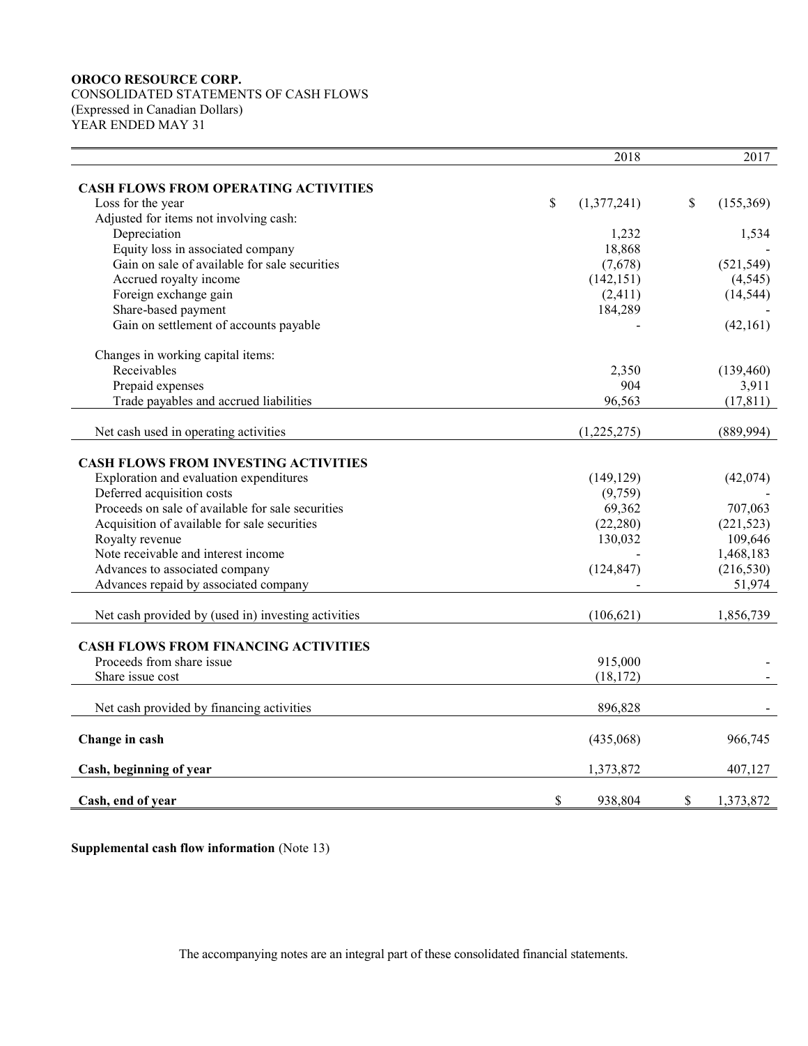**OROCO RESOURCE CORP.**
CONSOLIDATED STATEMENTS OF CASH FLOWS
(Expressed in Canadian Dollars)
YEAR ENDED MAY 31

| | 2018 | 2017 |
|---|---|---|
| **CASH FLOWS FROM OPERATING ACTIVITIES** | | |
| Loss for the year | $ (1,377,241) | $ (155,369) |
| Adjusted for items not involving cash: | | |
| Depreciation | 1,232 | 1,534 |
| Equity loss in associated company | 18,868 | - |
| Gain on sale of available for sale securities | (7,678) | (521,549) |
| Accrued royalty income | (142,151) | (4,545) |
| Foreign exchange gain | (2,411) | (14,544) |
| Share-based payment | 184,289 | - |
| Gain on settlement of accounts payable | - | (42,161) |
| Changes in working capital items: | | |
| Receivables | 2,350 | (139,460) |
| Prepaid expenses | 904 | 3,911 |
| Trade payables and accrued liabilities | 96,563 | (17,811) |
| Net cash used in operating activities | (1,225,275) | (889,994) |
| **CASH FLOWS FROM INVESTING ACTIVITIES** | | |
| Exploration and evaluation expenditures | (149,129) | (42,074) |
| Deferred acquisition costs | (9,759) | - |
| Proceeds on sale of available for sale securities | 69,362 | 707,063 |
| Acquisition of available for sale securities | (22,280) | (221,523) |
| Royalty revenue | 130,032 | 109,646 |
| Note receivable and interest income | - | 1,468,183 |
| Advances to associated company | (124,847) | (216,530) |
| Advances repaid by associated company | - | 51,974 |
| Net cash provided by (used in) investing activities | (106,621) | 1,856,739 |
| **CASH FLOWS FROM FINANCING ACTIVITIES** | | |
| Proceeds from share issue | 915,000 | - |
| Share issue cost | (18,172) | - |
| Net cash provided by financing activities | 896,828 | - |
| **Change in cash** | (435,068) | 966,745 |
| **Cash, beginning of year** | 1,373,872 | 407,127 |
| **Cash, end of year** | $ 938,804 | $ 1,373,872 |

**Supplemental cash flow information** (Note 13)

The accompanying notes are an integral part of these consolidated financial statements.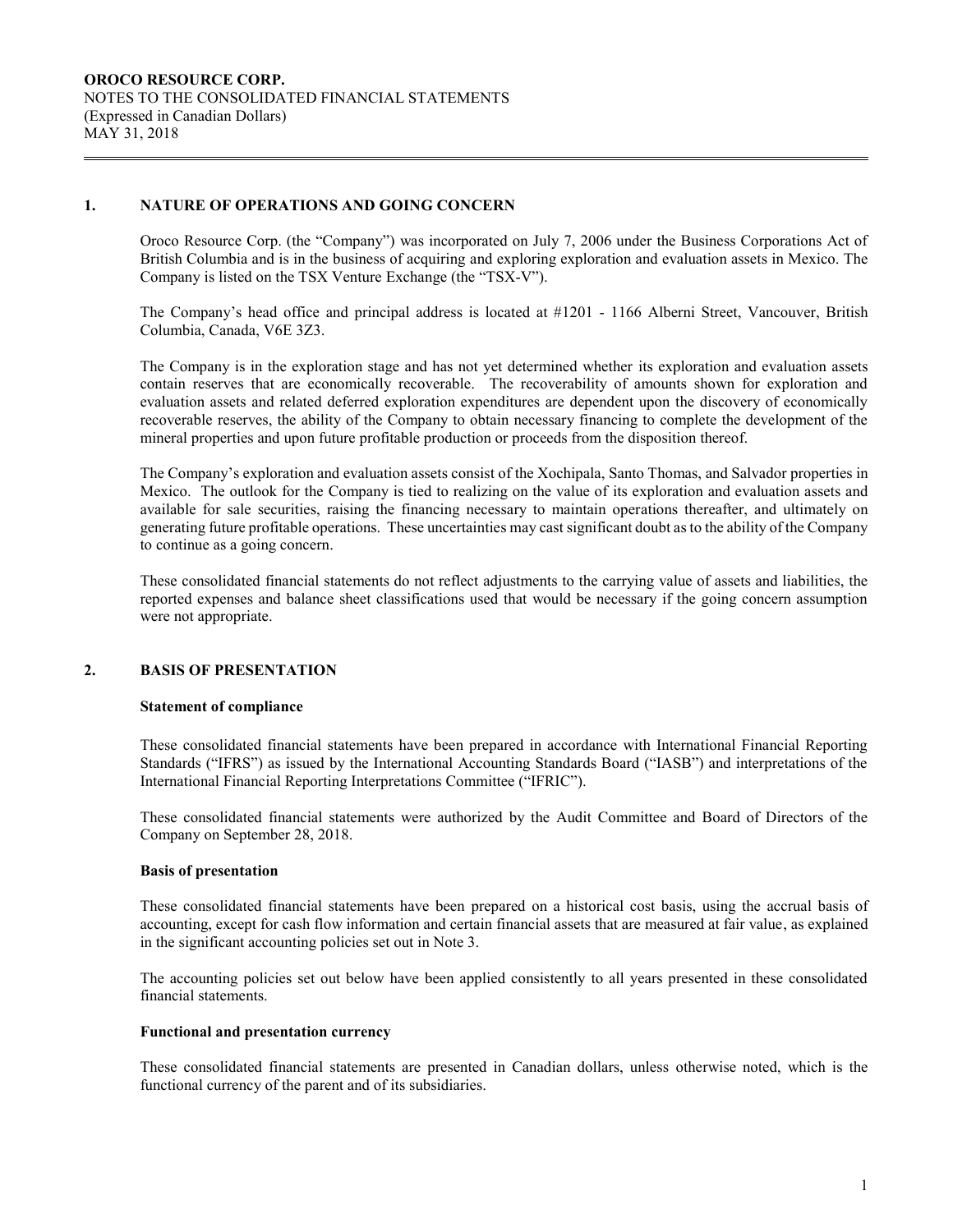## 1. NATURE OF OPERATIONS AND GOING CONCERN

Oroco Resource Corp. (the "Company") was incorporated on July 7, 2006 under the Business Corporations Act of British Columbia and is in the business of acquiring and exploring exploration and evaluation assets in Mexico. The Company is listed on the TSX Venture Exchange (the "TSX-V").

The Company's head office and principal address is located at #1201 - 1166 Alberni Street, Vancouver, British Columbia, Canada, V6E 3Z3.

The Company is in the exploration stage and has not yet determined whether its exploration and evaluation assets contain reserves that are economically recoverable. The recoverability of amounts shown for exploration and evaluation assets and related deferred exploration expenditures are dependent upon the discovery of economically recoverable reserves, the ability of the Company to obtain necessary financing to complete the development of the mineral properties and upon future profitable production or proceeds from the disposition thereof.

The Company's exploration and evaluation assets consist of the Xochipala, Santo Thomas, and Salvador properties in Mexico. The outlook for the Company is tied to realizing on the value of its exploration and evaluation assets and available for sale securities, raising the financing necessary to maintain operations thereafter, and ultimately on generating future profitable operations. These uncertainties may cast significant doubt as to the ability of the Company to continue as a going concern.

These consolidated financial statements do not reflect adjustments to the carrying value of assets and liabilities, the reported expenses and balance sheet classifications used that would be necessary if the going concern assumption were not appropriate.

## 2. BASIS OF PRESENTATION

### Statement of compliance

These consolidated financial statements have been prepared in accordance with International Financial Reporting Standards ("IFRS") as issued by the International Accounting Standards Board ("IASB") and interpretations of the International Financial Reporting Interpretations Committee ("IFRIC").

These consolidated financial statements were authorized by the Audit Committee and Board of Directors of the Company on September 28, 2018.

### Basis of presentation

These consolidated financial statements have been prepared on a historical cost basis, using the accrual basis of accounting, except for cash flow information and certain financial assets that are measured at fair value, as explained in the significant accounting policies set out in Note 3.

The accounting policies set out below have been applied consistently to all years presented in these consolidated financial statements.

### Functional and presentation currency

These consolidated financial statements are presented in Canadian dollars, unless otherwise noted, which is the functional currency of the parent and of its subsidiaries.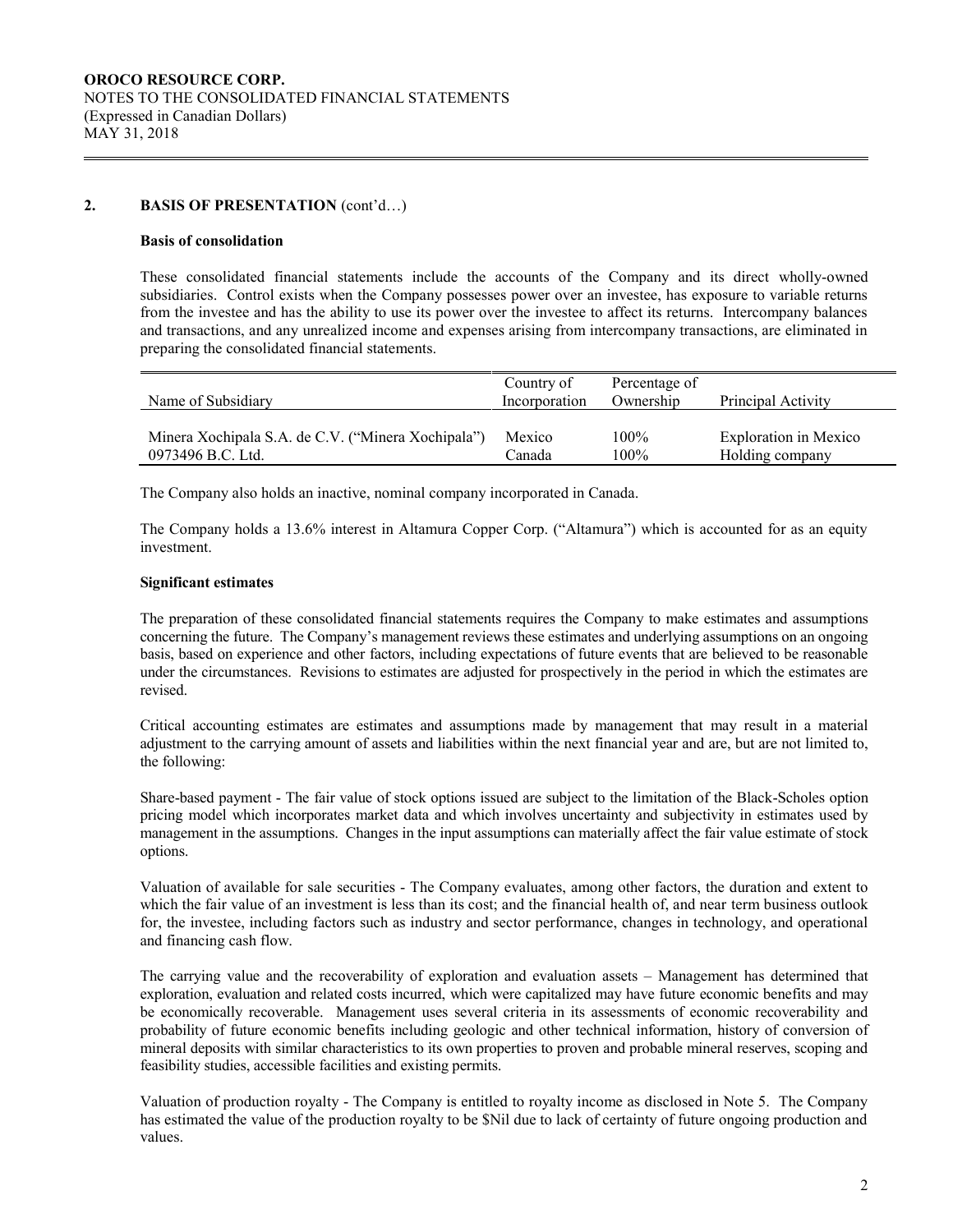## 2. BASIS OF PRESENTATION (cont'd…)

### Basis of consolidation

These consolidated financial statements include the accounts of the Company and its direct wholly-owned subsidiaries. Control exists when the Company possesses power over an investee, has exposure to variable returns from the investee and has the ability to use its power over the investee to affect its returns. Intercompany balances and transactions, and any unrealized income and expenses arising from intercompany transactions, are eliminated in preparing the consolidated financial statements.

| Name of Subsidiary | Country of Incorporation | Percentage of Ownership | Principal Activity |
|---|---|---|---|
| Minera Xochipala S.A. de C.V. ("Minera Xochipala") | Mexico | 100% | Exploration in Mexico |
| 0973496 B.C. Ltd. | Canada | 100% | Holding company |

The Company also holds an inactive, nominal company incorporated in Canada.

The Company holds a 13.6% interest in Altamura Copper Corp. ("Altamura") which is accounted for as an equity investment.

### Significant estimates

The preparation of these consolidated financial statements requires the Company to make estimates and assumptions concerning the future. The Company's management reviews these estimates and underlying assumptions on an ongoing basis, based on experience and other factors, including expectations of future events that are believed to be reasonable under the circumstances. Revisions to estimates are adjusted for prospectively in the period in which the estimates are revised.

Critical accounting estimates are estimates and assumptions made by management that may result in a material adjustment to the carrying amount of assets and liabilities within the next financial year and are, but are not limited to, the following:

Share-based payment - The fair value of stock options issued are subject to the limitation of the Black-Scholes option pricing model which incorporates market data and which involves uncertainty and subjectivity in estimates used by management in the assumptions. Changes in the input assumptions can materially affect the fair value estimate of stock options.

Valuation of available for sale securities - The Company evaluates, among other factors, the duration and extent to which the fair value of an investment is less than its cost; and the financial health of, and near term business outlook for, the investee, including factors such as industry and sector performance, changes in technology, and operational and financing cash flow.

The carrying value and the recoverability of exploration and evaluation assets – Management has determined that exploration, evaluation and related costs incurred, which were capitalized may have future economic benefits and may be economically recoverable. Management uses several criteria in its assessments of economic recoverability and probability of future economic benefits including geologic and other technical information, history of conversion of mineral deposits with similar characteristics to its own properties to proven and probable mineral reserves, scoping and feasibility studies, accessible facilities and existing permits.

Valuation of production royalty - The Company is entitled to royalty income as disclosed in Note 5. The Company has estimated the value of the production royalty to be $Nil due to lack of certainty of future ongoing production and values.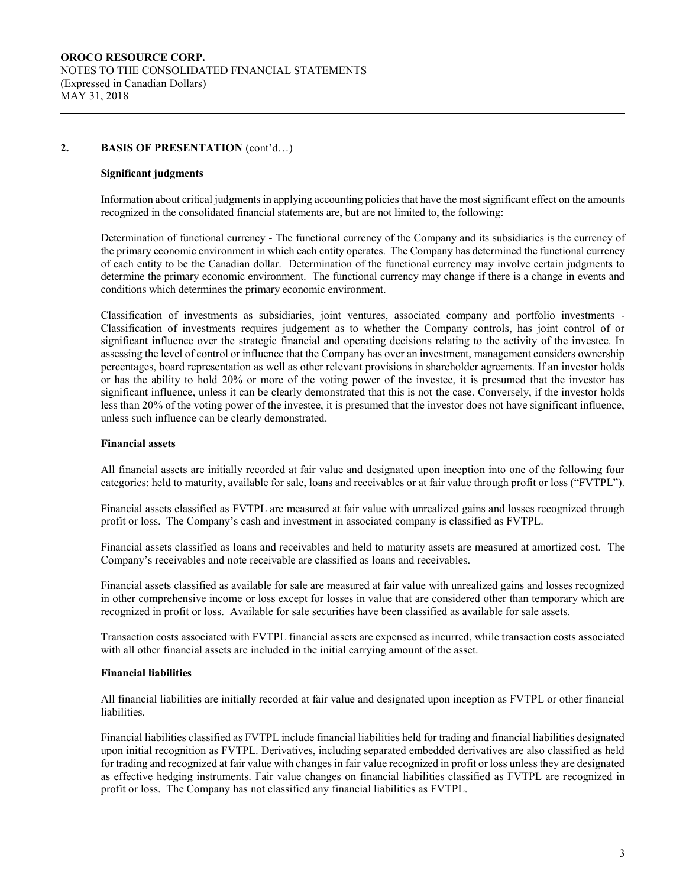## 2. BASIS OF PRESENTATION (cont'd…)

### Significant judgments

Information about critical judgments in applying accounting policies that have the most significant effect on the amounts recognized in the consolidated financial statements are, but are not limited to, the following:

Determination of functional currency - The functional currency of the Company and its subsidiaries is the currency of the primary economic environment in which each entity operates. The Company has determined the functional currency of each entity to be the Canadian dollar. Determination of the functional currency may involve certain judgments to determine the primary economic environment. The functional currency may change if there is a change in events and conditions which determines the primary economic environment.

Classification of investments as subsidiaries, joint ventures, associated company and portfolio investments - Classification of investments requires judgement as to whether the Company controls, has joint control of or significant influence over the strategic financial and operating decisions relating to the activity of the investee. In assessing the level of control or influence that the Company has over an investment, management considers ownership percentages, board representation as well as other relevant provisions in shareholder agreements. If an investor holds or has the ability to hold 20% or more of the voting power of the investee, it is presumed that the investor has significant influence, unless it can be clearly demonstrated that this is not the case. Conversely, if the investor holds less than 20% of the voting power of the investee, it is presumed that the investor does not have significant influence, unless such influence can be clearly demonstrated.

### Financial assets

All financial assets are initially recorded at fair value and designated upon inception into one of the following four categories: held to maturity, available for sale, loans and receivables or at fair value through profit or loss ("FVTPL").

Financial assets classified as FVTPL are measured at fair value with unrealized gains and losses recognized through profit or loss. The Company's cash and investment in associated company is classified as FVTPL.

Financial assets classified as loans and receivables and held to maturity assets are measured at amortized cost. The Company's receivables and note receivable are classified as loans and receivables.

Financial assets classified as available for sale are measured at fair value with unrealized gains and losses recognized in other comprehensive income or loss except for losses in value that are considered other than temporary which are recognized in profit or loss. Available for sale securities have been classified as available for sale assets.

Transaction costs associated with FVTPL financial assets are expensed as incurred, while transaction costs associated with all other financial assets are included in the initial carrying amount of the asset.

### Financial liabilities

All financial liabilities are initially recorded at fair value and designated upon inception as FVTPL or other financial liabilities.

Financial liabilities classified as FVTPL include financial liabilities held for trading and financial liabilities designated upon initial recognition as FVTPL. Derivatives, including separated embedded derivatives are also classified as held for trading and recognized at fair value with changes in fair value recognized in profit or loss unless they are designated as effective hedging instruments. Fair value changes on financial liabilities classified as FVTPL are recognized in profit or loss. The Company has not classified any financial liabilities as FVTPL.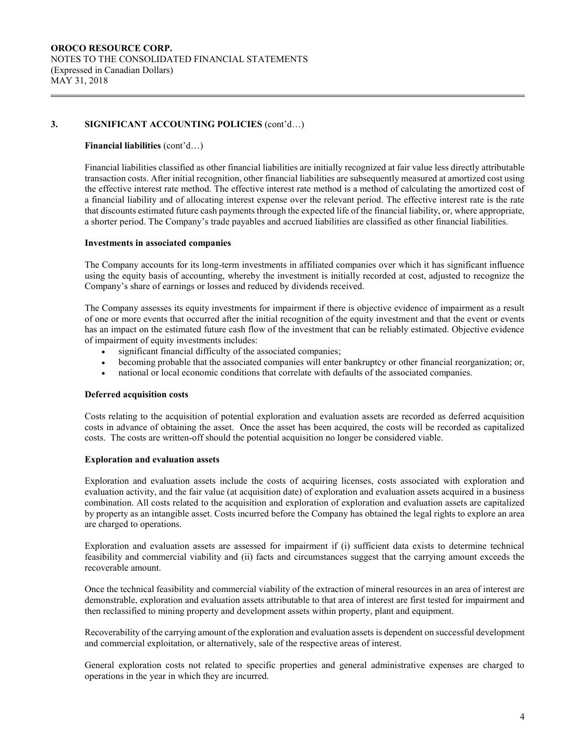## 3. SIGNIFICANT ACCOUNTING POLICIES (cont'd…)

**Financial liabilities** (cont'd…)

Financial liabilities classified as other financial liabilities are initially recognized at fair value less directly attributable transaction costs. After initial recognition, other financial liabilities are subsequently measured at amortized cost using the effective interest rate method. The effective interest rate method is a method of calculating the amortized cost of a financial liability and of allocating interest expense over the relevant period. The effective interest rate is the rate that discounts estimated future cash payments through the expected life of the financial liability, or, where appropriate, a shorter period. The Company's trade payables and accrued liabilities are classified as other financial liabilities.

**Investments in associated companies**

The Company accounts for its long-term investments in affiliated companies over which it has significant influence using the equity basis of accounting, whereby the investment is initially recorded at cost, adjusted to recognize the Company's share of earnings or losses and reduced by dividends received.

The Company assesses its equity investments for impairment if there is objective evidence of impairment as a result of one or more events that occurred after the initial recognition of the equity investment and that the event or events has an impact on the estimated future cash flow of the investment that can be reliably estimated. Objective evidence of impairment of equity investments includes:

- significant financial difficulty of the associated companies;
- becoming probable that the associated companies will enter bankruptcy or other financial reorganization; or,
- national or local economic conditions that correlate with defaults of the associated companies.

**Deferred acquisition costs**

Costs relating to the acquisition of potential exploration and evaluation assets are recorded as deferred acquisition costs in advance of obtaining the asset. Once the asset has been acquired, the costs will be recorded as capitalized costs. The costs are written-off should the potential acquisition no longer be considered viable.

**Exploration and evaluation assets**

Exploration and evaluation assets include the costs of acquiring licenses, costs associated with exploration and evaluation activity, and the fair value (at acquisition date) of exploration and evaluation assets acquired in a business combination. All costs related to the acquisition and exploration of exploration and evaluation assets are capitalized by property as an intangible asset. Costs incurred before the Company has obtained the legal rights to explore an area are charged to operations.

Exploration and evaluation assets are assessed for impairment if (i) sufficient data exists to determine technical feasibility and commercial viability and (ii) facts and circumstances suggest that the carrying amount exceeds the recoverable amount.

Once the technical feasibility and commercial viability of the extraction of mineral resources in an area of interest are demonstrable, exploration and evaluation assets attributable to that area of interest are first tested for impairment and then reclassified to mining property and development assets within property, plant and equipment.

Recoverability of the carrying amount of the exploration and evaluation assets is dependent on successful development and commercial exploitation, or alternatively, sale of the respective areas of interest.

General exploration costs not related to specific properties and general administrative expenses are charged to operations in the year in which they are incurred.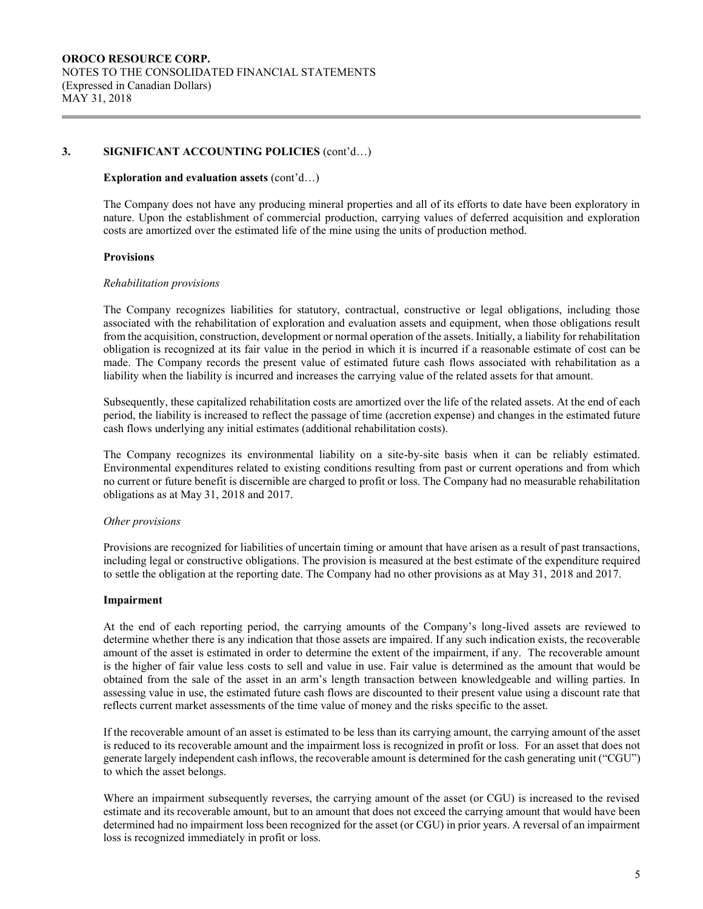## 3. SIGNIFICANT ACCOUNTING POLICIES (cont'd…)

### Exploration and evaluation assets (cont'd…)

The Company does not have any producing mineral properties and all of its efforts to date have been exploratory in nature. Upon the establishment of commercial production, carrying values of deferred acquisition and exploration costs are amortized over the estimated life of the mine using the units of production method.

### Provisions

*Rehabilitation provisions*

The Company recognizes liabilities for statutory, contractual, constructive or legal obligations, including those associated with the rehabilitation of exploration and evaluation assets and equipment, when those obligations result from the acquisition, construction, development or normal operation of the assets. Initially, a liability for rehabilitation obligation is recognized at its fair value in the period in which it is incurred if a reasonable estimate of cost can be made. The Company records the present value of estimated future cash flows associated with rehabilitation as a liability when the liability is incurred and increases the carrying value of the related assets for that amount.

Subsequently, these capitalized rehabilitation costs are amortized over the life of the related assets. At the end of each period, the liability is increased to reflect the passage of time (accretion expense) and changes in the estimated future cash flows underlying any initial estimates (additional rehabilitation costs).

The Company recognizes its environmental liability on a site-by-site basis when it can be reliably estimated. Environmental expenditures related to existing conditions resulting from past or current operations and from which no current or future benefit is discernible are charged to profit or loss. The Company had no measurable rehabilitation obligations as at May 31, 2018 and 2017.

*Other provisions*

Provisions are recognized for liabilities of uncertain timing or amount that have arisen as a result of past transactions, including legal or constructive obligations. The provision is measured at the best estimate of the expenditure required to settle the obligation at the reporting date. The Company had no other provisions as at May 31, 2018 and 2017.

### Impairment

At the end of each reporting period, the carrying amounts of the Company's long-lived assets are reviewed to determine whether there is any indication that those assets are impaired. If any such indication exists, the recoverable amount of the asset is estimated in order to determine the extent of the impairment, if any. The recoverable amount is the higher of fair value less costs to sell and value in use. Fair value is determined as the amount that would be obtained from the sale of the asset in an arm's length transaction between knowledgeable and willing parties. In assessing value in use, the estimated future cash flows are discounted to their present value using a discount rate that reflects current market assessments of the time value of money and the risks specific to the asset.

If the recoverable amount of an asset is estimated to be less than its carrying amount, the carrying amount of the asset is reduced to its recoverable amount and the impairment loss is recognized in profit or loss. For an asset that does not generate largely independent cash inflows, the recoverable amount is determined for the cash generating unit ("CGU") to which the asset belongs.

Where an impairment subsequently reverses, the carrying amount of the asset (or CGU) is increased to the revised estimate and its recoverable amount, but to an amount that does not exceed the carrying amount that would have been determined had no impairment loss been recognized for the asset (or CGU) in prior years. A reversal of an impairment loss is recognized immediately in profit or loss.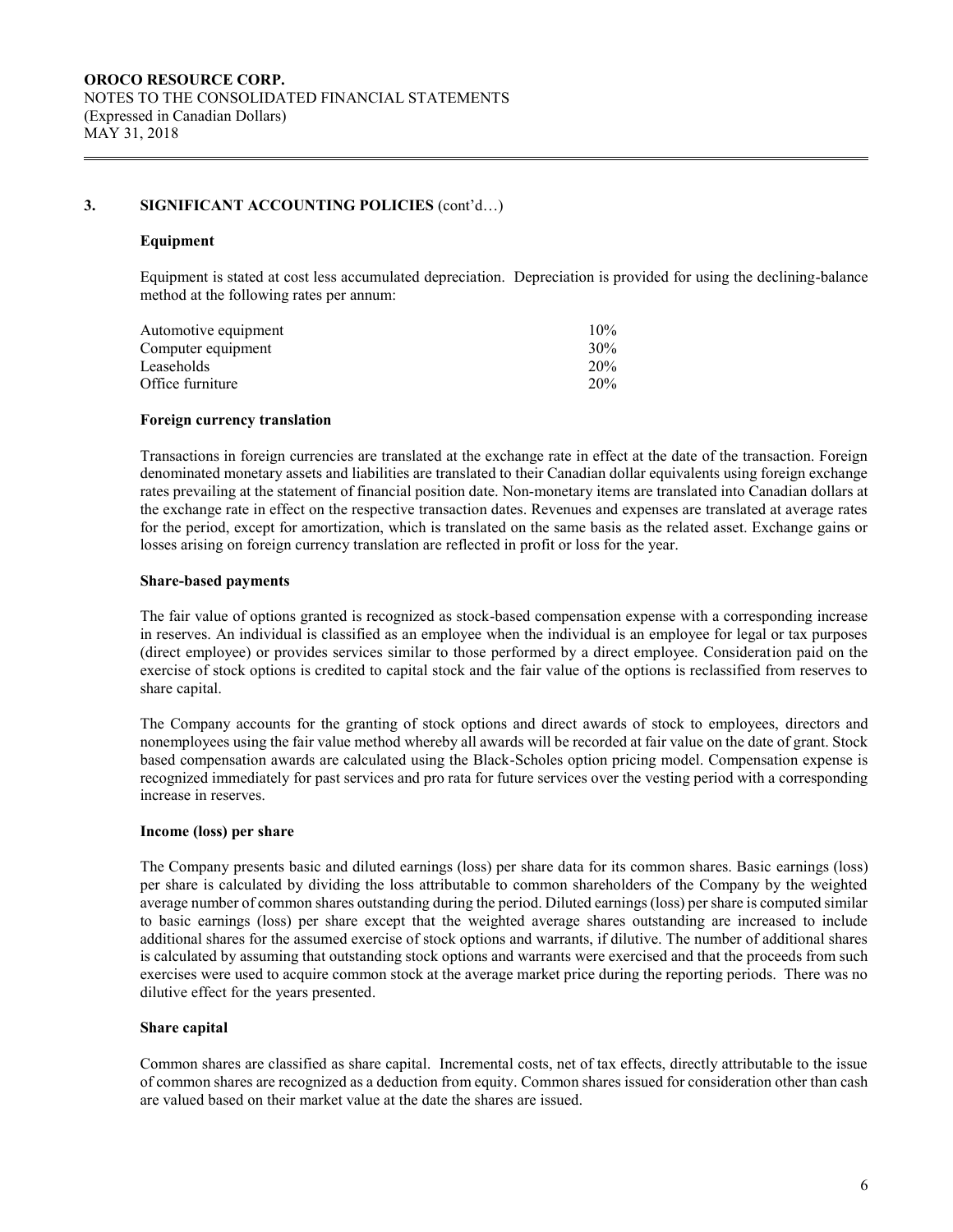## 3. SIGNIFICANT ACCOUNTING POLICIES (cont'd…)

### Equipment

Equipment is stated at cost less accumulated depreciation. Depreciation is provided for using the declining-balance method at the following rates per annum:

| | |
|---|---|
| Automotive equipment | 10% |
| Computer equipment | 30% |
| Leaseholds | 20% |
| Office furniture | 20% |

### Foreign currency translation

Transactions in foreign currencies are translated at the exchange rate in effect at the date of the transaction. Foreign denominated monetary assets and liabilities are translated to their Canadian dollar equivalents using foreign exchange rates prevailing at the statement of financial position date. Non-monetary items are translated into Canadian dollars at the exchange rate in effect on the respective transaction dates. Revenues and expenses are translated at average rates for the period, except for amortization, which is translated on the same basis as the related asset. Exchange gains or losses arising on foreign currency translation are reflected in profit or loss for the year.

### Share-based payments

The fair value of options granted is recognized as stock-based compensation expense with a corresponding increase in reserves. An individual is classified as an employee when the individual is an employee for legal or tax purposes (direct employee) or provides services similar to those performed by a direct employee. Consideration paid on the exercise of stock options is credited to capital stock and the fair value of the options is reclassified from reserves to share capital.

The Company accounts for the granting of stock options and direct awards of stock to employees, directors and nonemployees using the fair value method whereby all awards will be recorded at fair value on the date of grant. Stock based compensation awards are calculated using the Black-Scholes option pricing model. Compensation expense is recognized immediately for past services and pro rata for future services over the vesting period with a corresponding increase in reserves.

### Income (loss) per share

The Company presents basic and diluted earnings (loss) per share data for its common shares. Basic earnings (loss) per share is calculated by dividing the loss attributable to common shareholders of the Company by the weighted average number of common shares outstanding during the period. Diluted earnings (loss) per share is computed similar to basic earnings (loss) per share except that the weighted average shares outstanding are increased to include additional shares for the assumed exercise of stock options and warrants, if dilutive. The number of additional shares is calculated by assuming that outstanding stock options and warrants were exercised and that the proceeds from such exercises were used to acquire common stock at the average market price during the reporting periods. There was no dilutive effect for the years presented.

### Share capital

Common shares are classified as share capital. Incremental costs, net of tax effects, directly attributable to the issue of common shares are recognized as a deduction from equity. Common shares issued for consideration other than cash are valued based on their market value at the date the shares are issued.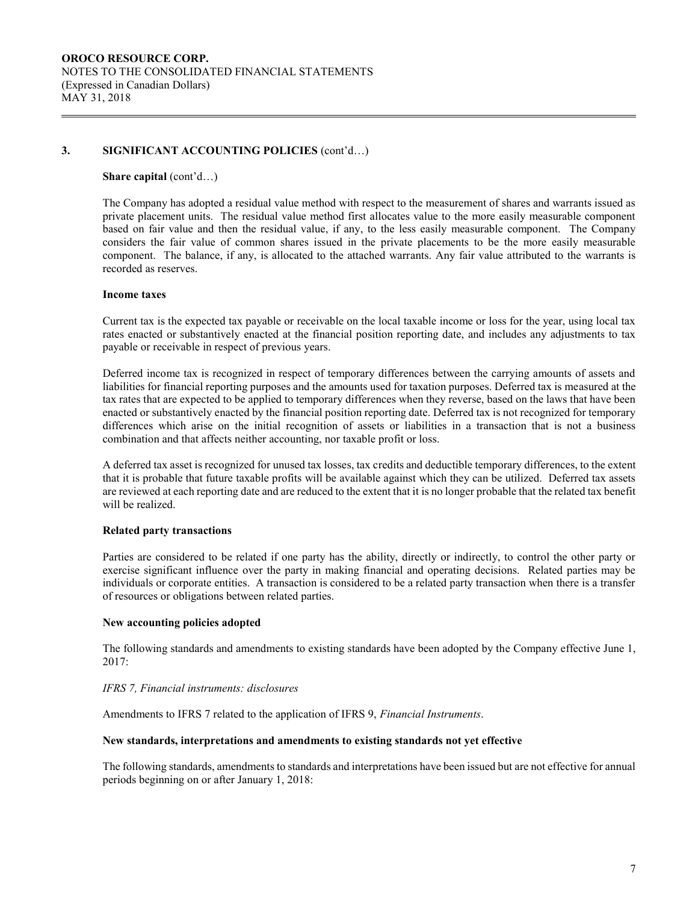## 3. SIGNIFICANT ACCOUNTING POLICIES (cont'd…)

**Share capital** (cont'd…)

The Company has adopted a residual value method with respect to the measurement of shares and warrants issued as private placement units. The residual value method first allocates value to the more easily measurable component based on fair value and then the residual value, if any, to the less easily measurable component. The Company considers the fair value of common shares issued in the private placements to be the more easily measurable component. The balance, if any, is allocated to the attached warrants. Any fair value attributed to the warrants is recorded as reserves.

**Income taxes**

Current tax is the expected tax payable or receivable on the local taxable income or loss for the year, using local tax rates enacted or substantively enacted at the financial position reporting date, and includes any adjustments to tax payable or receivable in respect of previous years.

Deferred income tax is recognized in respect of temporary differences between the carrying amounts of assets and liabilities for financial reporting purposes and the amounts used for taxation purposes. Deferred tax is measured at the tax rates that are expected to be applied to temporary differences when they reverse, based on the laws that have been enacted or substantively enacted by the financial position reporting date. Deferred tax is not recognized for temporary differences which arise on the initial recognition of assets or liabilities in a transaction that is not a business combination and that affects neither accounting, nor taxable profit or loss.

A deferred tax asset is recognized for unused tax losses, tax credits and deductible temporary differences, to the extent that it is probable that future taxable profits will be available against which they can be utilized. Deferred tax assets are reviewed at each reporting date and are reduced to the extent that it is no longer probable that the related tax benefit will be realized.

**Related party transactions**

Parties are considered to be related if one party has the ability, directly or indirectly, to control the other party or exercise significant influence over the party in making financial and operating decisions. Related parties may be individuals or corporate entities. A transaction is considered to be a related party transaction when there is a transfer of resources or obligations between related parties.

**New accounting policies adopted**

The following standards and amendments to existing standards have been adopted by the Company effective June 1, 2017:

*IFRS 7, Financial instruments: disclosures*

Amendments to IFRS 7 related to the application of IFRS 9, *Financial Instruments*.

**New standards, interpretations and amendments to existing standards not yet effective**

The following standards, amendments to standards and interpretations have been issued but are not effective for annual periods beginning on or after January 1, 2018: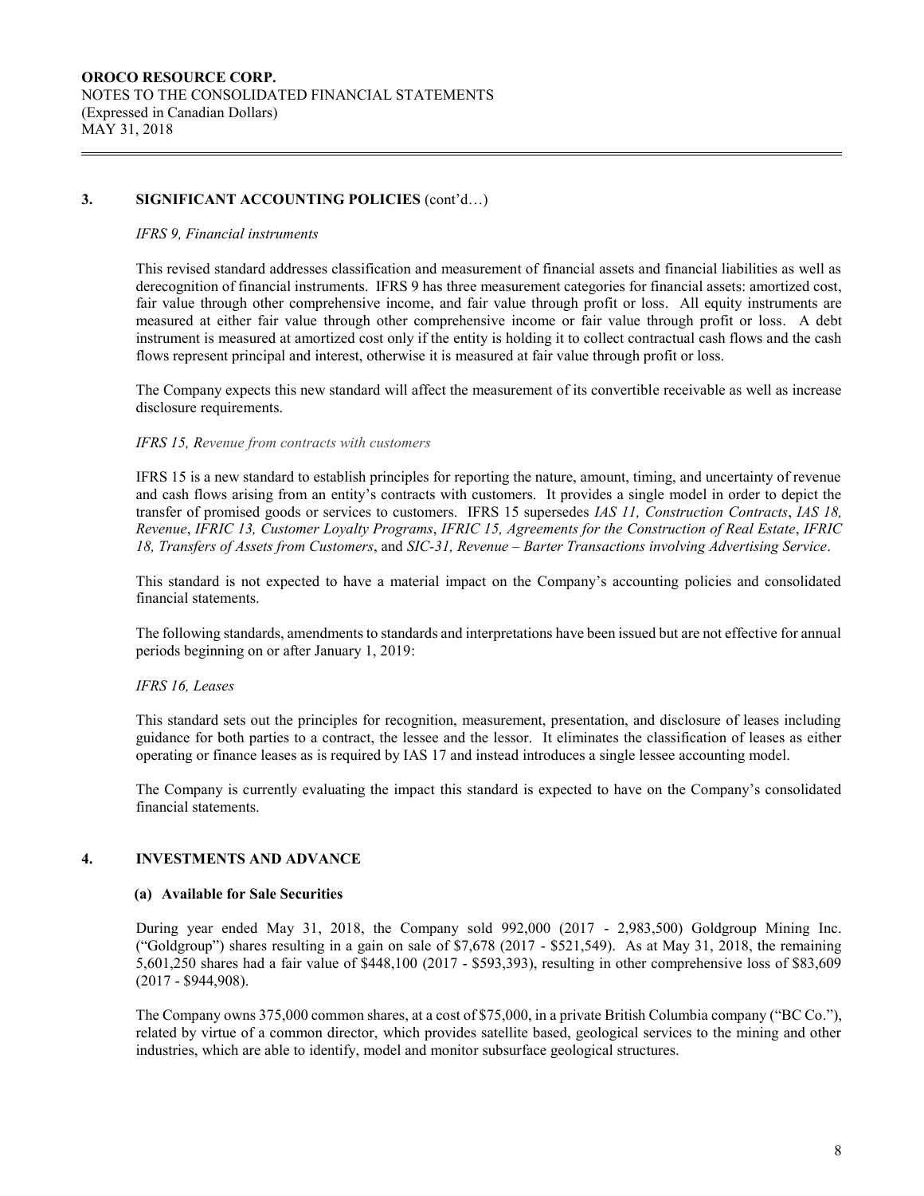## 3. SIGNIFICANT ACCOUNTING POLICIES (cont'd…)

*IFRS 9, Financial instruments*

This revised standard addresses classification and measurement of financial assets and financial liabilities as well as derecognition of financial instruments. IFRS 9 has three measurement categories for financial assets: amortized cost, fair value through other comprehensive income, and fair value through profit or loss. All equity instruments are measured at either fair value through other comprehensive income or fair value through profit or loss. A debt instrument is measured at amortized cost only if the entity is holding it to collect contractual cash flows and the cash flows represent principal and interest, otherwise it is measured at fair value through profit or loss.

The Company expects this new standard will affect the measurement of its convertible receivable as well as increase disclosure requirements.

*IFRS 15, Revenue from contracts with customers*

IFRS 15 is a new standard to establish principles for reporting the nature, amount, timing, and uncertainty of revenue and cash flows arising from an entity's contracts with customers. It provides a single model in order to depict the transfer of promised goods or services to customers. IFRS 15 supersedes *IAS 11, Construction Contracts*, *IAS 18, Revenue*, *IFRIC 13, Customer Loyalty Programs*, *IFRIC 15, Agreements for the Construction of Real Estate*, *IFRIC 18, Transfers of Assets from Customers*, and *SIC-31, Revenue – Barter Transactions involving Advertising Service*.

This standard is not expected to have a material impact on the Company's accounting policies and consolidated financial statements.

The following standards, amendments to standards and interpretations have been issued but are not effective for annual periods beginning on or after January 1, 2019:

*IFRS 16, Leases*

This standard sets out the principles for recognition, measurement, presentation, and disclosure of leases including guidance for both parties to a contract, the lessee and the lessor. It eliminates the classification of leases as either operating or finance leases as is required by IAS 17 and instead introduces a single lessee accounting model.

The Company is currently evaluating the impact this standard is expected to have on the Company's consolidated financial statements.

## 4. INVESTMENTS AND ADVANCE

### (a) Available for Sale Securities

During year ended May 31, 2018, the Company sold 992,000 (2017 - 2,983,500) Goldgroup Mining Inc. ("Goldgroup") shares resulting in a gain on sale of $7,678 (2017 - $521,549). As at May 31, 2018, the remaining 5,601,250 shares had a fair value of $448,100 (2017 - $593,393), resulting in other comprehensive loss of $83,609 (2017 - $944,908).

The Company owns 375,000 common shares, at a cost of $75,000, in a private British Columbia company ("BC Co."), related by virtue of a common director, which provides satellite based, geological services to the mining and other industries, which are able to identify, model and monitor subsurface geological structures.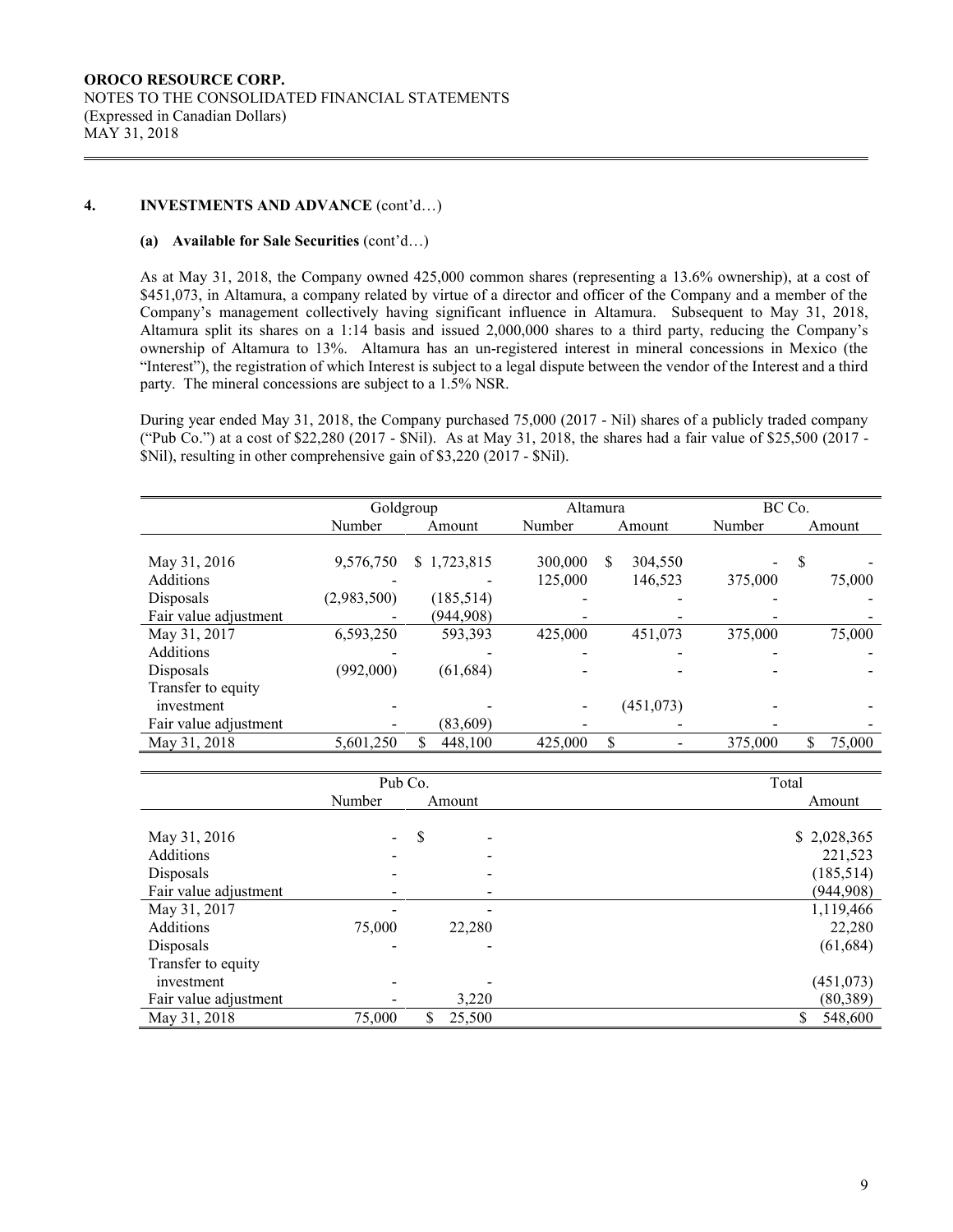OROCO RESOURCE CORP.
NOTES TO THE CONSOLIDATED FINANCIAL STATEMENTS
(Expressed in Canadian Dollars)
MAY 31, 2018

## 4. INVESTMENTS AND ADVANCE (cont'd…)

### (a) Available for Sale Securities (cont'd…)

As at May 31, 2018, the Company owned 425,000 common shares (representing a 13.6% ownership), at a cost of $451,073, in Altamura, a company related by virtue of a director and officer of the Company and a member of the Company's management collectively having significant influence in Altamura. Subsequent to May 31, 2018, Altamura split its shares on a 1:14 basis and issued 2,000,000 shares to a third party, reducing the Company's ownership of Altamura to 13%. Altamura has an un-registered interest in mineral concessions in Mexico (the "Interest"), the registration of which Interest is subject to a legal dispute between the vendor of the Interest and a third party. The mineral concessions are subject to a 1.5% NSR.

During year ended May 31, 2018, the Company purchased 75,000 (2017 - Nil) shares of a publicly traded company ("Pub Co.") at a cost of $22,280 (2017 - $Nil). As at May 31, 2018, the shares had a fair value of $25,500 (2017 - $Nil), resulting in other comprehensive gain of $3,220 (2017 - $Nil).

| | Goldgroup | | Altamura | | BC Co. | |
|---|---|---|---|---|---|---|
| | Number | Amount | Number | Amount | Number | Amount |
| May 31, 2016 | 9,576,750 | $ 1,723,815 | 300,000 | $ 304,550 | - | $ - |
| Additions | - | - | 125,000 | 146,523 | 375,000 | 75,000 |
| Disposals | (2,983,500) | (185,514) | - | - | - | - |
| Fair value adjustment | - | (944,908) | - | - | - | - |
| May 31, 2017 | 6,593,250 | 593,393 | 425,000 | 451,073 | 375,000 | 75,000 |
| Additions | - | - | - | - | - | - |
| Disposals | (992,000) | (61,684) | - | - | - | - |
| Transfer to equity investment | - | - | - | (451,073) | - | - |
| Fair value adjustment | - | (83,609) | - | - | - | - |
| May 31, 2018 | 5,601,250 | $ 448,100 | 425,000 | $ - | 375,000 | $ 75,000 |

| | Pub Co. | | Total |
|---|---|---|---|
| | Number | Amount | Amount |
| May 31, 2016 | - | $ - | $ 2,028,365 |
| Additions | - | - | 221,523 |
| Disposals | - | - | (185,514) |
| Fair value adjustment | - | - | (944,908) |
| May 31, 2017 | - | - | 1,119,466 |
| Additions | 75,000 | 22,280 | 22,280 |
| Disposals | - | - | (61,684) |
| Transfer to equity investment | - | - | (451,073) |
| Fair value adjustment | - | 3,220 | (80,389) |
| May 31, 2018 | 75,000 | $ 25,500 | $ 548,600 |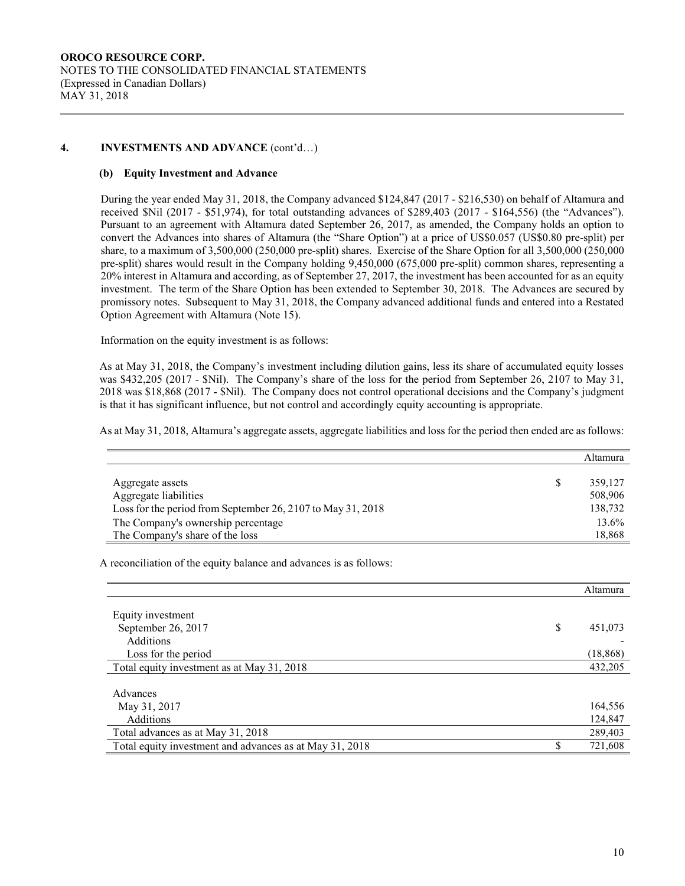## 4. INVESTMENTS AND ADVANCE (cont'd…)

### (b) Equity Investment and Advance

During the year ended May 31, 2018, the Company advanced $124,847 (2017 - $216,530) on behalf of Altamura and received $Nil (2017 - $51,974), for total outstanding advances of $289,403 (2017 - $164,556) (the "Advances"). Pursuant to an agreement with Altamura dated September 26, 2017, as amended, the Company holds an option to convert the Advances into shares of Altamura (the "Share Option") at a price of US$0.057 (US$0.80 pre-split) per share, to a maximum of 3,500,000 (250,000 pre-split) shares. Exercise of the Share Option for all 3,500,000 (250,000 pre-split) shares would result in the Company holding 9,450,000 (675,000 pre-split) common shares, representing a 20% interest in Altamura and according, as of September 27, 2017, the investment has been accounted for as an equity investment. The term of the Share Option has been extended to September 30, 2018. The Advances are secured by promissory notes. Subsequent to May 31, 2018, the Company advanced additional funds and entered into a Restated Option Agreement with Altamura (Note 15).

Information on the equity investment is as follows:

As at May 31, 2018, the Company's investment including dilution gains, less its share of accumulated equity losses was $432,205 (2017 - $Nil). The Company's share of the loss for the period from September 26, 2107 to May 31, 2018 was $18,868 (2017 - $Nil). The Company does not control operational decisions and the Company's judgment is that it has significant influence, but not control and accordingly equity accounting is appropriate.

As at May 31, 2018, Altamura's aggregate assets, aggregate liabilities and loss for the period then ended are as follows:

| | | Altamura |
|---|---|---|
| Aggregate assets | $ | 359,127 |
| Aggregate liabilities | | 508,906 |
| Loss for the period from September 26, 2107 to May 31, 2018 | | 138,732 |
| The Company's ownership percentage | | 13.6% |
| The Company's share of the loss | | 18,868 |

A reconciliation of the equity balance and advances is as follows:

| | | Altamura |
|---|---|---|
| Equity investment | | |
| September 26, 2017 | $ | 451,073 |
| Additions | | - |
| Loss for the period | | (18,868) |
| Total equity investment as at May 31, 2018 | | 432,205 |
| | | |
| Advances | | |
| May 31, 2017 | | 164,556 |
| Additions | | 124,847 |
| Total advances as at May 31, 2018 | | 289,403 |
| Total equity investment and advances as at May 31, 2018 | $ | 721,608 |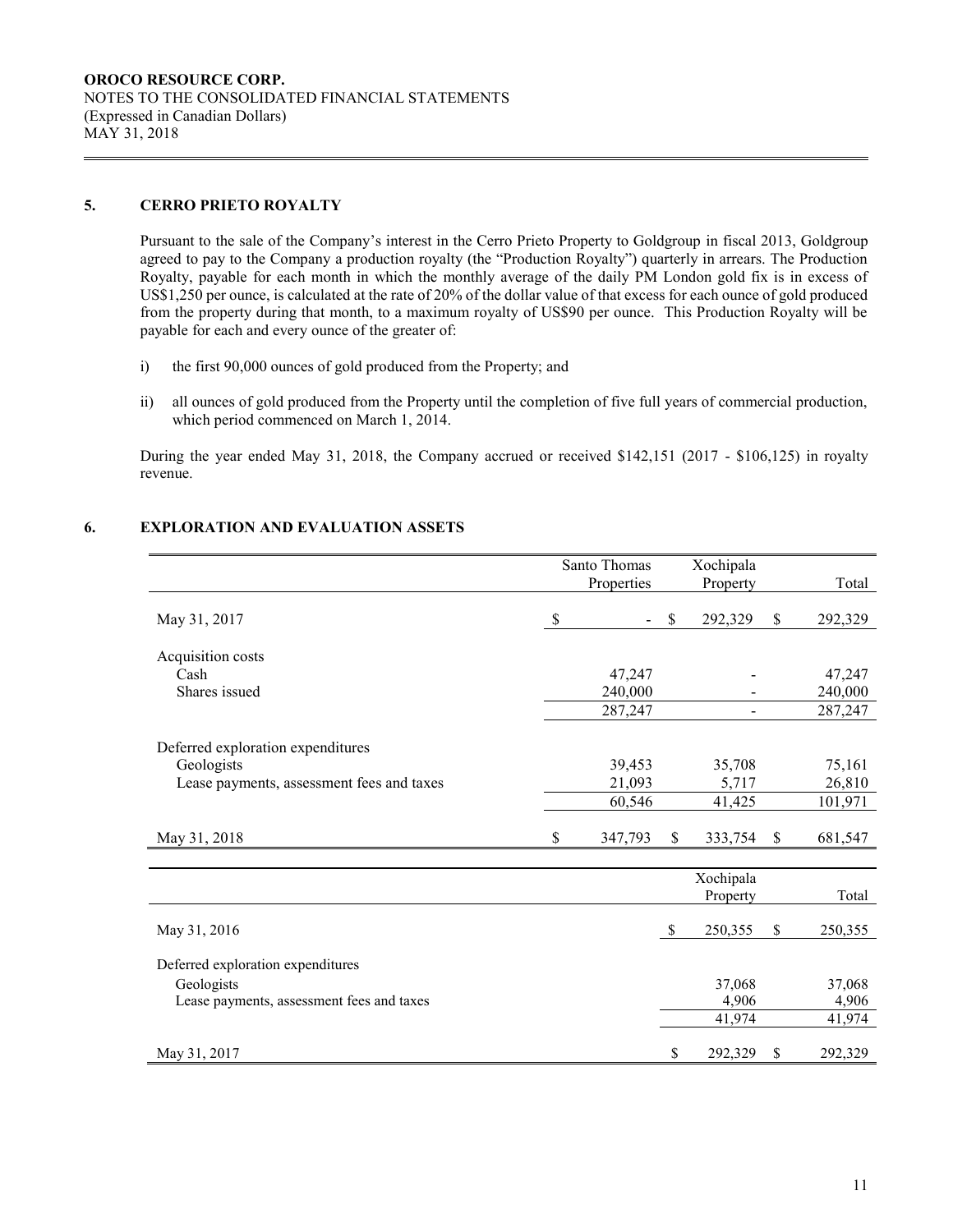**OROCO RESOURCE CORP.**
NOTES TO THE CONSOLIDATED FINANCIAL STATEMENTS
(Expressed in Canadian Dollars)
MAY 31, 2018

## 5. CERRO PRIETO ROYALTY

Pursuant to the sale of the Company's interest in the Cerro Prieto Property to Goldgroup in fiscal 2013, Goldgroup agreed to pay to the Company a production royalty (the "Production Royalty") quarterly in arrears. The Production Royalty, payable for each month in which the monthly average of the daily PM London gold fix is in excess of US$1,250 per ounce, is calculated at the rate of 20% of the dollar value of that excess for each ounce of gold produced from the property during that month, to a maximum royalty of US$90 per ounce. This Production Royalty will be payable for each and every ounce of the greater of:

i) the first 90,000 ounces of gold produced from the Property; and

ii) all ounces of gold produced from the Property until the completion of five full years of commercial production, which period commenced on March 1, 2014.

During the year ended May 31, 2018, the Company accrued or received $142,151 (2017 - $106,125) in royalty revenue.

## 6. EXPLORATION AND EVALUATION ASSETS

| | Santo Thomas Properties | Xochipala Property | Total |
|---|---|---|---|
| May 31, 2017 | $ - | $ 292,329 | $ 292,329 |
| Acquisition costs | | | |
| Cash | 47,247 | - | 47,247 |
| Shares issued | 240,000 | - | 240,000 |
| | 287,247 | - | 287,247 |
| Deferred exploration expenditures | | | |
| Geologists | 39,453 | 35,708 | 75,161 |
| Lease payments, assessment fees and taxes | 21,093 | 5,717 | 26,810 |
| | 60,546 | 41,425 | 101,971 |
| May 31, 2018 | $ 347,793 | $ 333,754 | $ 681,547 |

| | Xochipala Property | Total |
|---|---|---|
| May 31, 2016 | $ 250,355 | $ 250,355 |
| Deferred exploration expenditures | | |
| Geologists | 37,068 | 37,068 |
| Lease payments, assessment fees and taxes | 4,906 | 4,906 |
| | 41,974 | 41,974 |
| May 31, 2017 | $ 292,329 | $ 292,329 |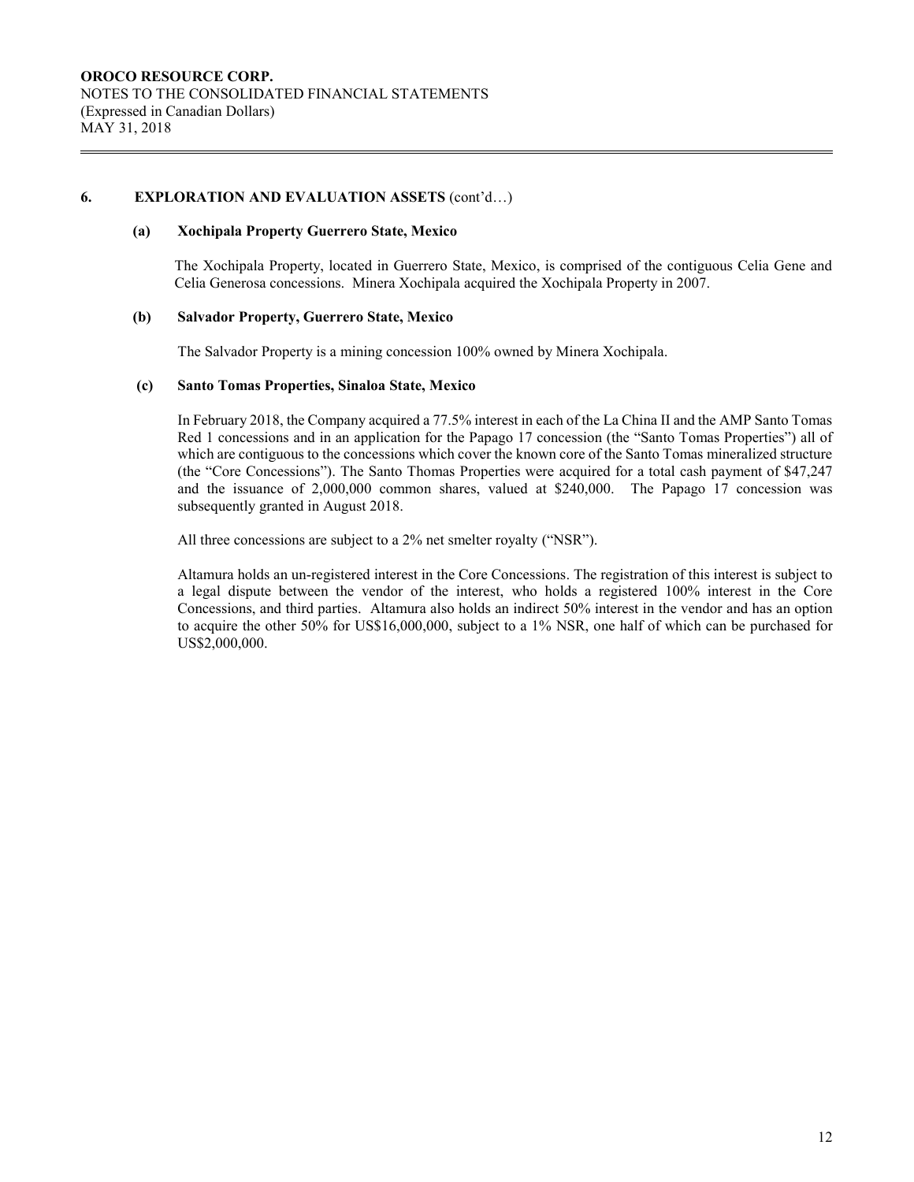## 6. EXPLORATION AND EVALUATION ASSETS (cont'd…)

### (a) Xochipala Property Guerrero State, Mexico

The Xochipala Property, located in Guerrero State, Mexico, is comprised of the contiguous Celia Gene and Celia Generosa concessions. Minera Xochipala acquired the Xochipala Property in 2007.

### (b) Salvador Property, Guerrero State, Mexico

The Salvador Property is a mining concession 100% owned by Minera Xochipala.

### (c) Santo Tomas Properties, Sinaloa State, Mexico

In February 2018, the Company acquired a 77.5% interest in each of the La China II and the AMP Santo Tomas Red 1 concessions and in an application for the Papago 17 concession (the "Santo Tomas Properties") all of which are contiguous to the concessions which cover the known core of the Santo Tomas mineralized structure (the "Core Concessions"). The Santo Thomas Properties were acquired for a total cash payment of $47,247 and the issuance of 2,000,000 common shares, valued at $240,000. The Papago 17 concession was subsequently granted in August 2018.

All three concessions are subject to a 2% net smelter royalty ("NSR").

Altamura holds an un-registered interest in the Core Concessions. The registration of this interest is subject to a legal dispute between the vendor of the interest, who holds a registered 100% interest in the Core Concessions, and third parties. Altamura also holds an indirect 50% interest in the vendor and has an option to acquire the other 50% for US$16,000,000, subject to a 1% NSR, one half of which can be purchased for US$2,000,000.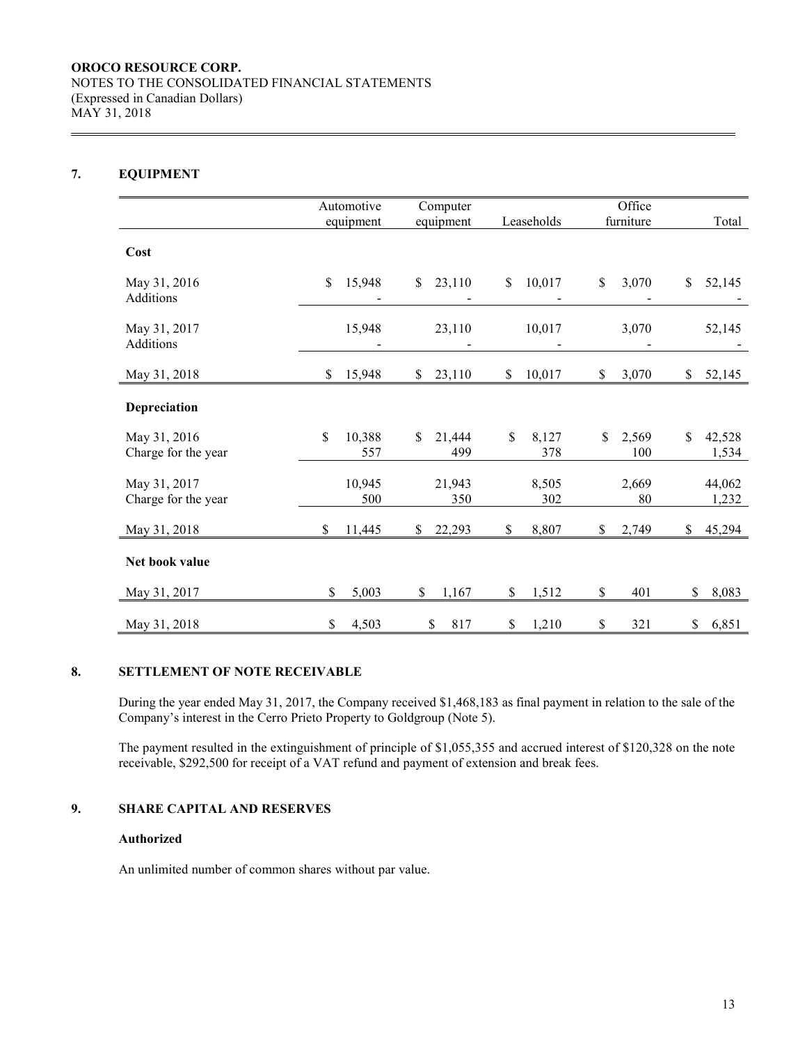**OROCO RESOURCE CORP.**
NOTES TO THE CONSOLIDATED FINANCIAL STATEMENTS
(Expressed in Canadian Dollars)
MAY 31, 2018

## 7. EQUIPMENT

| | Automotive equipment | Computer equipment | Leaseholds | Office furniture | Total |
|---|---|---|---|---|---|
| **Cost** | | | | | |
| May 31, 2016 | $ 15,948 | $ 23,110 | $ 10,017 | $ 3,070 | $ 52,145 |
| Additions | - | - | - | - | - |
| May 31, 2017 | 15,948 | 23,110 | 10,017 | 3,070 | 52,145 |
| Additions | - | - | - | - | - |
| May 31, 2018 | $ 15,948 | $ 23,110 | $ 10,017 | $ 3,070 | $ 52,145 |
| **Depreciation** | | | | | |
| May 31, 2016 | $ 10,388 | $ 21,444 | $ 8,127 | $ 2,569 | $ 42,528 |
| Charge for the year | 557 | 499 | 378 | 100 | 1,534 |
| May 31, 2017 | 10,945 | 21,943 | 8,505 | 2,669 | 44,062 |
| Charge for the year | 500 | 350 | 302 | 80 | 1,232 |
| May 31, 2018 | $ 11,445 | $ 22,293 | $ 8,807 | $ 2,749 | $ 45,294 |
| **Net book value** | | | | | |
| May 31, 2017 | $ 5,003 | $ 1,167 | $ 1,512 | $ 401 | $ 8,083 |
| May 31, 2018 | $ 4,503 | $ 817 | $ 1,210 | $ 321 | $ 6,851 |

## 8. SETTLEMENT OF NOTE RECEIVABLE

During the year ended May 31, 2017, the Company received $1,468,183 as final payment in relation to the sale of the Company's interest in the Cerro Prieto Property to Goldgroup (Note 5).

The payment resulted in the extinguishment of principle of $1,055,355 and accrued interest of $120,328 on the note receivable, $292,500 for receipt of a VAT refund and payment of extension and break fees.

## 9. SHARE CAPITAL AND RESERVES

### Authorized

An unlimited number of common shares without par value.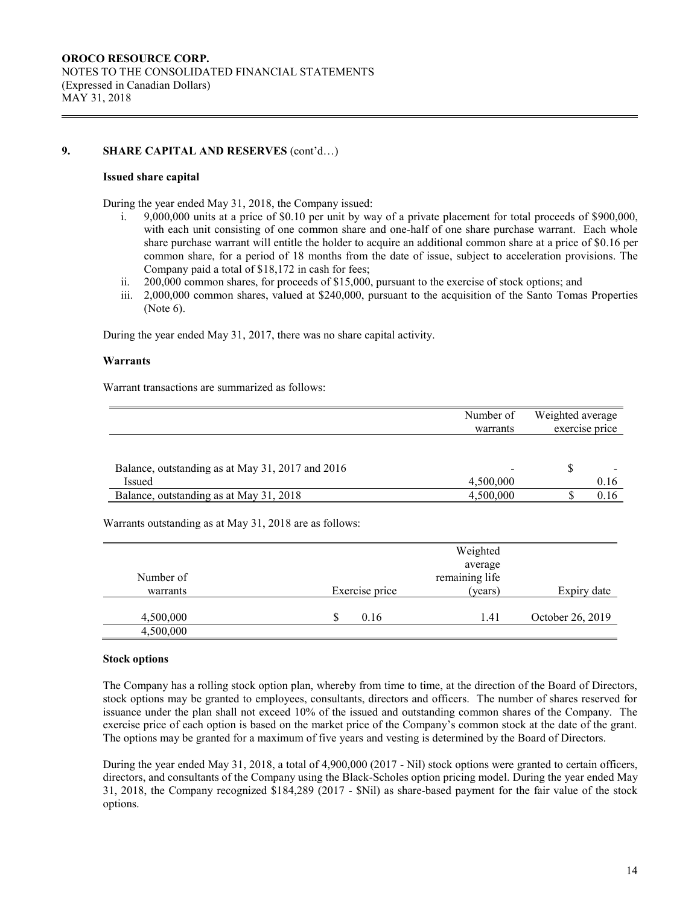## 9. SHARE CAPITAL AND RESERVES (cont'd…)

### Issued share capital

During the year ended May 31, 2018, the Company issued:

i. 9,000,000 units at a price of $0.10 per unit by way of a private placement for total proceeds of $900,000, with each unit consisting of one common share and one-half of one share purchase warrant. Each whole share purchase warrant will entitle the holder to acquire an additional common share at a price of $0.16 per common share, for a period of 18 months from the date of issue, subject to acceleration provisions. The Company paid a total of $18,172 in cash for fees;
ii. 200,000 common shares, for proceeds of $15,000, pursuant to the exercise of stock options; and
iii. 2,000,000 common shares, valued at $240,000, pursuant to the acquisition of the Santo Tomas Properties (Note 6).

During the year ended May 31, 2017, there was no share capital activity.

### Warrants

Warrant transactions are summarized as follows:

| | Number of warrants | Weighted average exercise price |
|---|---|---|
| Balance, outstanding as at May 31, 2017 and 2016 | - | $ - |
| Issued | 4,500,000 | 0.16 |
| Balance, outstanding as at May 31, 2018 | 4,500,000 | $ 0.16 |

Warrants outstanding as at May 31, 2018 are as follows:

| Number of warrants | Exercise price | Weighted average remaining life (years) | Expiry date |
|---|---|---|---|
| 4,500,000 | $ 0.16 | 1.41 | October 26, 2019 |
| 4,500,000 | | | |

### Stock options

The Company has a rolling stock option plan, whereby from time to time, at the direction of the Board of Directors, stock options may be granted to employees, consultants, directors and officers. The number of shares reserved for issuance under the plan shall not exceed 10% of the issued and outstanding common shares of the Company. The exercise price of each option is based on the market price of the Company's common stock at the date of the grant. The options may be granted for a maximum of five years and vesting is determined by the Board of Directors.

During the year ended May 31, 2018, a total of 4,900,000 (2017 - Nil) stock options were granted to certain officers, directors, and consultants of the Company using the Black-Scholes option pricing model. During the year ended May 31, 2018, the Company recognized $184,289 (2017 - $Nil) as share-based payment for the fair value of the stock options.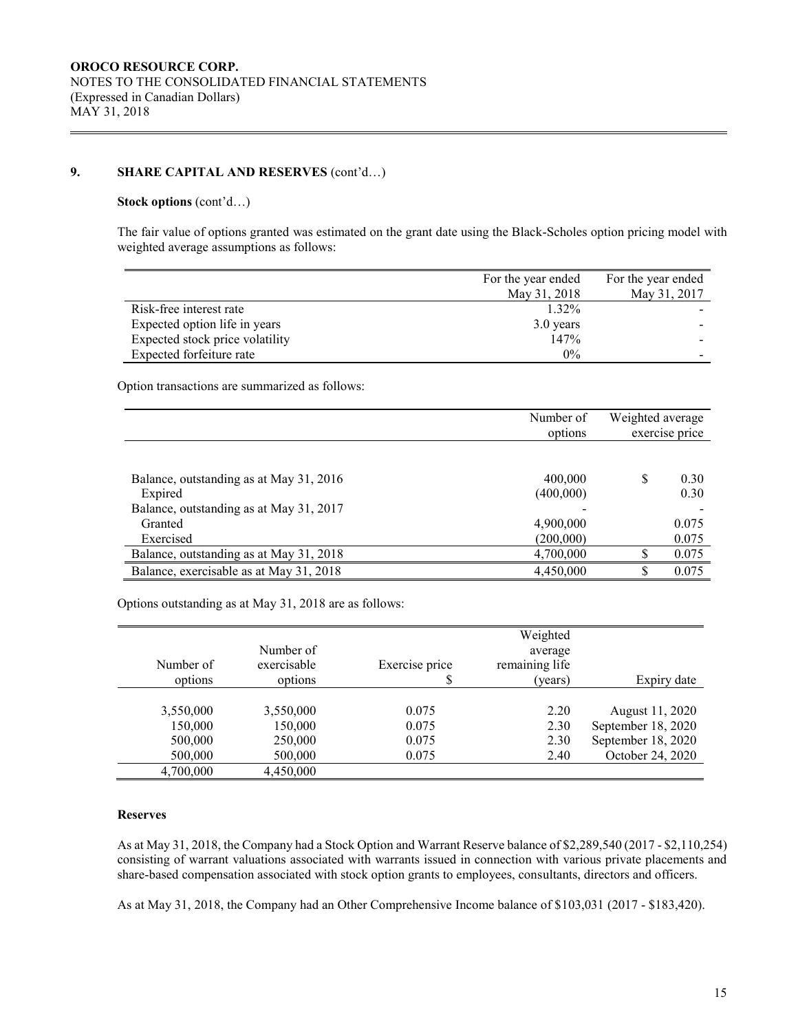## 9. SHARE CAPITAL AND RESERVES (cont'd…)

**Stock options** (cont'd…)

The fair value of options granted was estimated on the grant date using the Black-Scholes option pricing model with weighted average assumptions as follows:

| | For the year ended May 31, 2018 | For the year ended May 31, 2017 |
|---|---|---|
| Risk-free interest rate | 1.32% | - |
| Expected option life in years | 3.0 years | - |
| Expected stock price volatility | 147% | - |
| Expected forfeiture rate | 0% | - |

Option transactions are summarized as follows:

| | Number of options | Weighted average exercise price |
|---|---|---|
| Balance, outstanding as at May 31, 2016 | 400,000 | $ 0.30 |
| Expired | (400,000) | 0.30 |
| Balance, outstanding as at May 31, 2017 | - | - |
| Granted | 4,900,000 | 0.075 |
| Exercised | (200,000) | 0.075 |
| Balance, outstanding as at May 31, 2018 | 4,700,000 | $ 0.075 |
| Balance, exercisable as at May 31, 2018 | 4,450,000 | $ 0.075 |

Options outstanding as at May 31, 2018 are as follows:

| Number of options | Number of exercisable options | Exercise price $ | Weighted average remaining life (years) | Expiry date |
|---|---|---|---|---|
| 3,550,000 | 3,550,000 | 0.075 | 2.20 | August 11, 2020 |
| 150,000 | 150,000 | 0.075 | 2.30 | September 18, 2020 |
| 500,000 | 250,000 | 0.075 | 2.30 | September 18, 2020 |
| 500,000 | 500,000 | 0.075 | 2.40 | October 24, 2020 |
| 4,700,000 | 4,450,000 | | | |

### Reserves

As at May 31, 2018, the Company had a Stock Option and Warrant Reserve balance of $2,289,540 (2017 - $2,110,254) consisting of warrant valuations associated with warrants issued in connection with various private placements and share-based compensation associated with stock option grants to employees, consultants, directors and officers.

As at May 31, 2018, the Company had an Other Comprehensive Income balance of $103,031 (2017 - $183,420).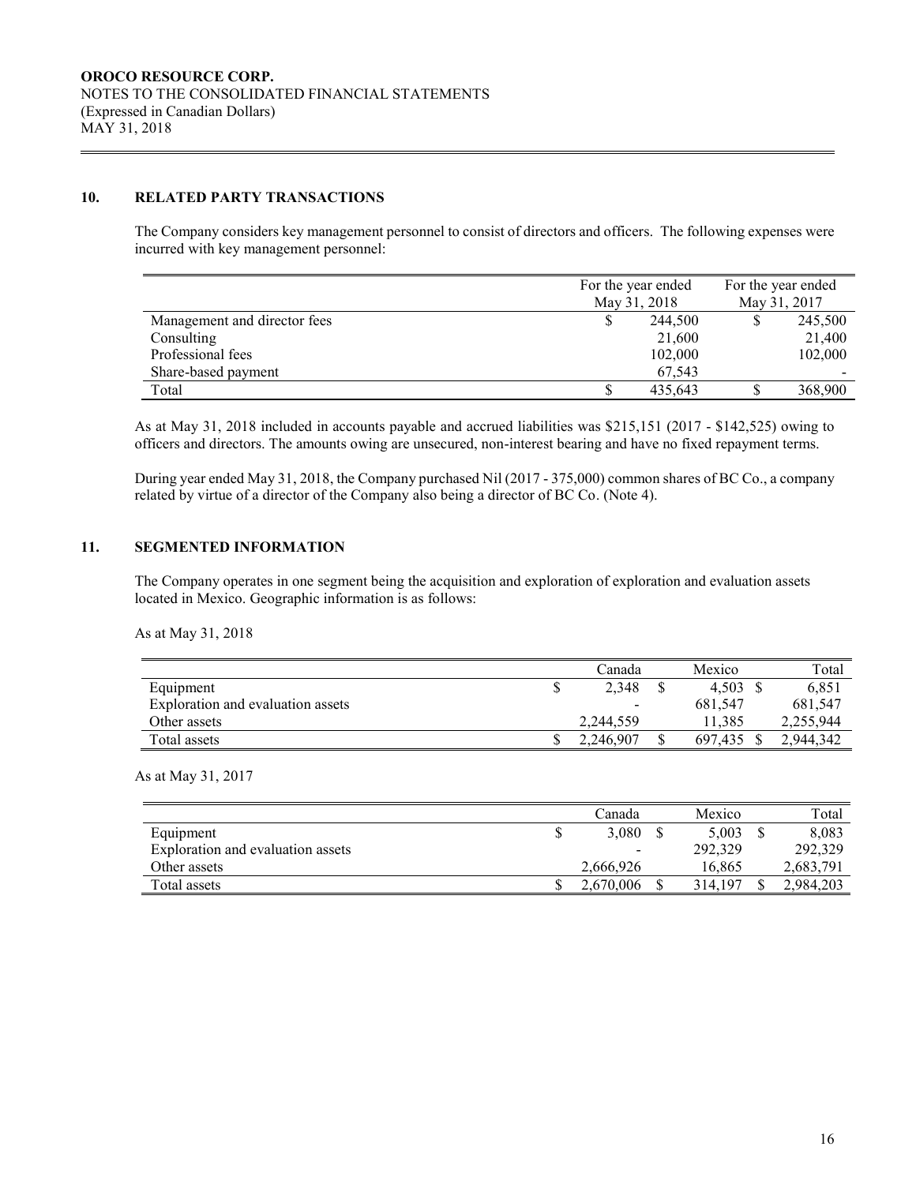## 10. RELATED PARTY TRANSACTIONS

The Company considers key management personnel to consist of directors and officers. The following expenses were incurred with key management personnel:

| | For the year ended May 31, 2018 | For the year ended May 31, 2017 |
|---|---|---|
| Management and director fees | $ 244,500 | $ 245,500 |
| Consulting | 21,600 | 21,400 |
| Professional fees | 102,000 | 102,000 |
| Share-based payment | 67,543 | - |
| Total | $ 435,643 | $ 368,900 |

As at May 31, 2018 included in accounts payable and accrued liabilities was $215,151 (2017 - $142,525) owing to officers and directors. The amounts owing are unsecured, non-interest bearing and have no fixed repayment terms.

During year ended May 31, 2018, the Company purchased Nil (2017 - 375,000) common shares of BC Co., a company related by virtue of a director of the Company also being a director of BC Co. (Note 4).

## 11. SEGMENTED INFORMATION

The Company operates in one segment being the acquisition and exploration of exploration and evaluation assets located in Mexico. Geographic information is as follows:

As at May 31, 2018

| | Canada | Mexico | Total |
|---|---|---|---|
| Equipment | $ 2,348 | $ 4,503 | $ 6,851 |
| Exploration and evaluation assets | - | 681,547 | 681,547 |
| Other assets | 2,244,559 | 11,385 | 2,255,944 |
| Total assets | $ 2,246,907 | $ 697,435 | $ 2,944,342 |

As at May 31, 2017

| | Canada | Mexico | Total |
|---|---|---|---|
| Equipment | $ 3,080 | $ 5,003 | $ 8,083 |
| Exploration and evaluation assets | - | 292,329 | 292,329 |
| Other assets | 2,666,926 | 16,865 | 2,683,791 |
| Total assets | $ 2,670,006 | $ 314,197 | $ 2,984,203 |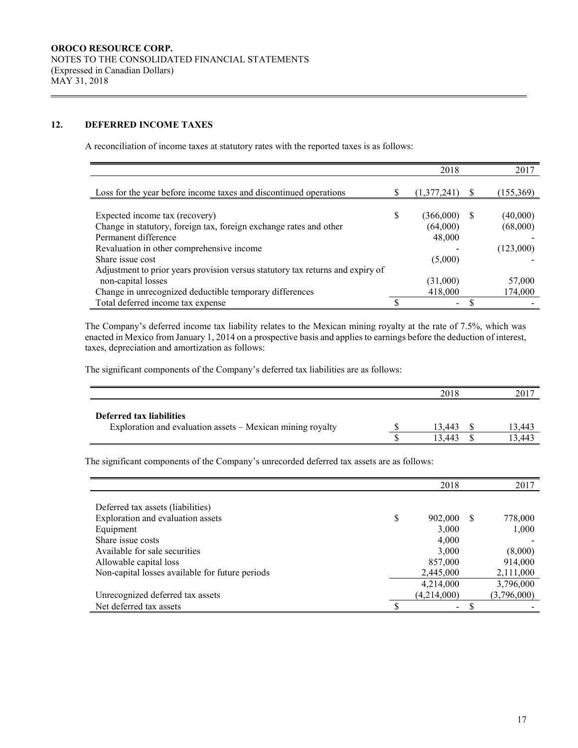**OROCO RESOURCE CORP.**
NOTES TO THE CONSOLIDATED FINANCIAL STATEMENTS
(Expressed in Canadian Dollars)
MAY 31, 2018

## 12. DEFERRED INCOME TAXES

A reconciliation of income taxes at statutory rates with the reported taxes is as follows:

| | 2018 | 2017 |
|---|---|---|
| Loss for the year before income taxes and discontinued operations | $ (1,377,241) | $ (155,369) |
| Expected income tax (recovery) | $ (366,000) | $ (40,000) |
| Change in statutory, foreign tax, foreign exchange rates and other | (64,000) | (68,000) |
| Permanent difference | 48,000 | - |
| Revaluation in other comprehensive income | - | (123,000) |
| Share issue cost | (5,000) | - |
| Adjustment to prior years provision versus statutory tax returns and expiry of non-capital losses | (31,000) | 57,000 |
| Change in unrecognized deductible temporary differences | 418,000 | 174,000 |
| Total deferred income tax expense | $ - | $ - |

The Company's deferred income tax liability relates to the Mexican mining royalty at the rate of 7.5%, which was enacted in Mexico from January 1, 2014 on a prospective basis and applies to earnings before the deduction of interest, taxes, depreciation and amortization as follows:

The significant components of the Company's deferred tax liabilities are as follows:

| | 2018 | 2017 |
|---|---|---|
| **Deferred tax liabilities** | | |
| Exploration and evaluation assets – Mexican mining royalty | $ 13,443 | $ 13,443 |
| | $ 13,443 | $ 13,443 |

The significant components of the Company's unrecorded deferred tax assets are as follows:

| | 2018 | 2017 |
|---|---|---|
| Deferred tax assets (liabilities) | | |
| Exploration and evaluation assets | $ 902,000 | $ 778,000 |
| Equipment | 3,000 | 1,000 |
| Share issue costs | 4,000 | - |
| Available for sale securities | 3,000 | (8,000) |
| Allowable capital loss | 857,000 | 914,000 |
| Non-capital losses available for future periods | 2,445,000 | 2,111,000 |
| | 4,214,000 | 3,796,000 |
| Unrecognized deferred tax assets | (4,214,000) | (3,796,000) |
| Net deferred tax assets | $ - | $ - |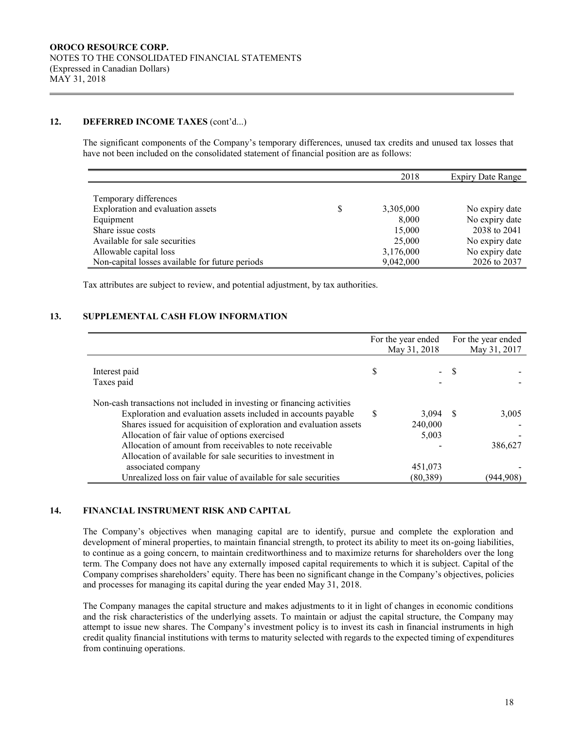## 12. DEFERRED INCOME TAXES (cont'd...)

The significant components of the Company's temporary differences, unused tax credits and unused tax losses that have not been included on the consolidated statement of financial position are as follows:

| | | 2018 | Expiry Date Range |
|---|---|---|---|
| Temporary differences | | | |
| Exploration and evaluation assets | $ | 3,305,000 | No expiry date |
| Equipment | | 8,000 | No expiry date |
| Share issue costs | | 15,000 | 2038 to 2041 |
| Available for sale securities | | 25,000 | No expiry date |
| Allowable capital loss | | 3,176,000 | No expiry date |
| Non-capital losses available for future periods | | 9,042,000 | 2026 to 2037 |

Tax attributes are subject to review, and potential adjustment, by tax authorities.

## 13. SUPPLEMENTAL CASH FLOW INFORMATION

| | | For the year ended May 31, 2018 | | For the year ended May 31, 2017 |
|---|---|---|---|---|
| Interest paid | $ | - | $ | - |
| Taxes paid | | - | | - |
| Non-cash transactions not included in investing or financing activities | | | | |
| Exploration and evaluation assets included in accounts payable | $ | 3,094 | $ | 3,005 |
| Shares issued for acquisition of exploration and evaluation assets | | 240,000 | | - |
| Allocation of fair value of options exercised | | 5,003 | | - |
| Allocation of amount from receivables to note receivable | | - | | 386,627 |
| Allocation of available for sale securities to investment in associated company | | 451,073 | | - |
| Unrealized loss on fair value of available for sale securities | | (80,389) | | (944,908) |

## 14. FINANCIAL INSTRUMENT RISK AND CAPITAL

The Company's objectives when managing capital are to identify, pursue and complete the exploration and development of mineral properties, to maintain financial strength, to protect its ability to meet its on-going liabilities, to continue as a going concern, to maintain creditworthiness and to maximize returns for shareholders over the long term. The Company does not have any externally imposed capital requirements to which it is subject. Capital of the Company comprises shareholders' equity. There has been no significant change in the Company's objectives, policies and processes for managing its capital during the year ended May 31, 2018.

The Company manages the capital structure and makes adjustments to it in light of changes in economic conditions and the risk characteristics of the underlying assets. To maintain or adjust the capital structure, the Company may attempt to issue new shares. The Company's investment policy is to invest its cash in financial instruments in high credit quality financial institutions with terms to maturity selected with regards to the expected timing of expenditures from continuing operations.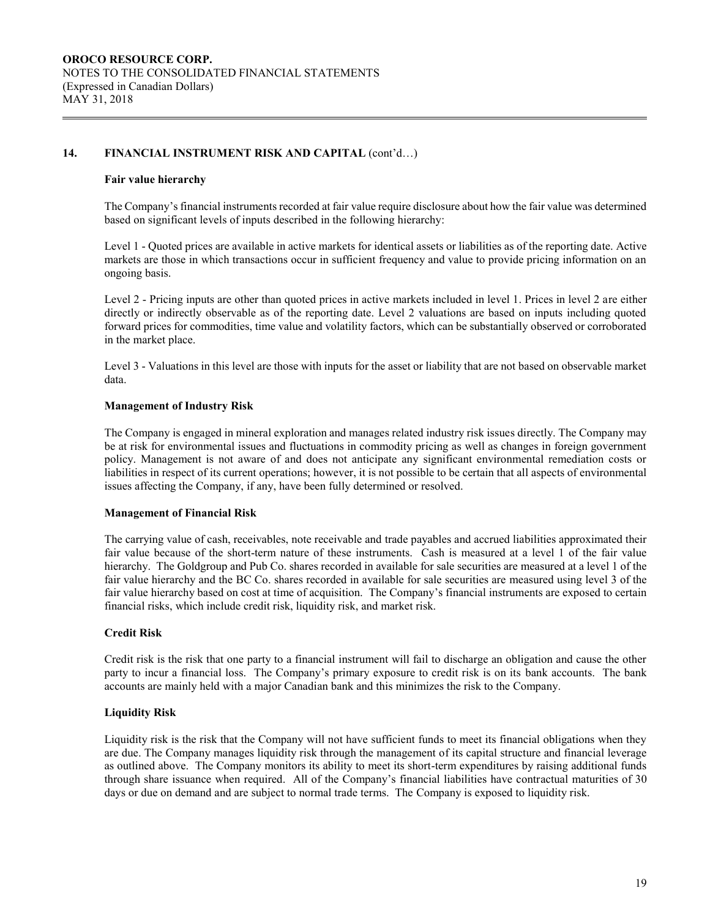## 14. FINANCIAL INSTRUMENT RISK AND CAPITAL (cont'd…)

### Fair value hierarchy

The Company's financial instruments recorded at fair value require disclosure about how the fair value was determined based on significant levels of inputs described in the following hierarchy:

Level 1 - Quoted prices are available in active markets for identical assets or liabilities as of the reporting date. Active markets are those in which transactions occur in sufficient frequency and value to provide pricing information on an ongoing basis.

Level 2 - Pricing inputs are other than quoted prices in active markets included in level 1. Prices in level 2 are either directly or indirectly observable as of the reporting date. Level 2 valuations are based on inputs including quoted forward prices for commodities, time value and volatility factors, which can be substantially observed or corroborated in the market place.

Level 3 - Valuations in this level are those with inputs for the asset or liability that are not based on observable market data.

### Management of Industry Risk

The Company is engaged in mineral exploration and manages related industry risk issues directly. The Company may be at risk for environmental issues and fluctuations in commodity pricing as well as changes in foreign government policy. Management is not aware of and does not anticipate any significant environmental remediation costs or liabilities in respect of its current operations; however, it is not possible to be certain that all aspects of environmental issues affecting the Company, if any, have been fully determined or resolved.

### Management of Financial Risk

The carrying value of cash, receivables, note receivable and trade payables and accrued liabilities approximated their fair value because of the short-term nature of these instruments. Cash is measured at a level 1 of the fair value hierarchy. The Goldgroup and Pub Co. shares recorded in available for sale securities are measured at a level 1 of the fair value hierarchy and the BC Co. shares recorded in available for sale securities are measured using level 3 of the fair value hierarchy based on cost at time of acquisition. The Company's financial instruments are exposed to certain financial risks, which include credit risk, liquidity risk, and market risk.

### Credit Risk

Credit risk is the risk that one party to a financial instrument will fail to discharge an obligation and cause the other party to incur a financial loss. The Company's primary exposure to credit risk is on its bank accounts. The bank accounts are mainly held with a major Canadian bank and this minimizes the risk to the Company.

### Liquidity Risk

Liquidity risk is the risk that the Company will not have sufficient funds to meet its financial obligations when they are due. The Company manages liquidity risk through the management of its capital structure and financial leverage as outlined above. The Company monitors its ability to meet its short-term expenditures by raising additional funds through share issuance when required. All of the Company's financial liabilities have contractual maturities of 30 days or due on demand and are subject to normal trade terms. The Company is exposed to liquidity risk.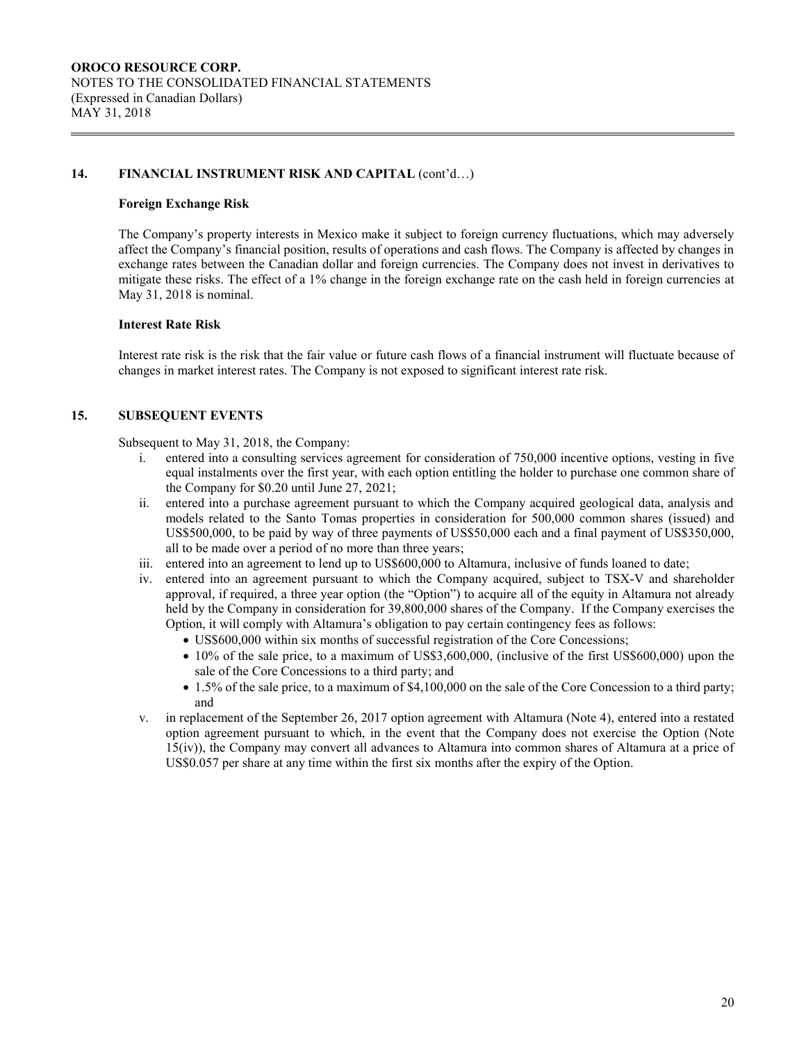## 14. FINANCIAL INSTRUMENT RISK AND CAPITAL (cont'd…)

### Foreign Exchange Risk

The Company's property interests in Mexico make it subject to foreign currency fluctuations, which may adversely affect the Company's financial position, results of operations and cash flows. The Company is affected by changes in exchange rates between the Canadian dollar and foreign currencies. The Company does not invest in derivatives to mitigate these risks. The effect of a 1% change in the foreign exchange rate on the cash held in foreign currencies at May 31, 2018 is nominal.

### Interest Rate Risk

Interest rate risk is the risk that the fair value or future cash flows of a financial instrument will fluctuate because of changes in market interest rates. The Company is not exposed to significant interest rate risk.

## 15. SUBSEQUENT EVENTS

Subsequent to May 31, 2018, the Company:

i. entered into a consulting services agreement for consideration of 750,000 incentive options, vesting in five equal instalments over the first year, with each option entitling the holder to purchase one common share of the Company for $0.20 until June 27, 2021;

ii. entered into a purchase agreement pursuant to which the Company acquired geological data, analysis and models related to the Santo Tomas properties in consideration for 500,000 common shares (issued) and US$500,000, to be paid by way of three payments of US$50,000 each and a final payment of US$350,000, all to be made over a period of no more than three years;

iii. entered into an agreement to lend up to US$600,000 to Altamura, inclusive of funds loaned to date;

iv. entered into an agreement pursuant to which the Company acquired, subject to TSX-V and shareholder approval, if required, a three year option (the "Option") to acquire all of the equity in Altamura not already held by the Company in consideration for 39,800,000 shares of the Company. If the Company exercises the Option, it will comply with Altamura's obligation to pay certain contingency fees as follows:
   - US$600,000 within six months of successful registration of the Core Concessions;
   - 10% of the sale price, to a maximum of US$3,600,000, (inclusive of the first US$600,000) upon the sale of the Core Concessions to a third party; and
   - 1.5% of the sale price, to a maximum of $4,100,000 on the sale of the Core Concession to a third party; and

v. in replacement of the September 26, 2017 option agreement with Altamura (Note 4), entered into a restated option agreement pursuant to which, in the event that the Company does not exercise the Option (Note 15(iv)), the Company may convert all advances to Altamura into common shares of Altamura at a price of US$0.057 per share at any time within the first six months after the expiry of the Option.